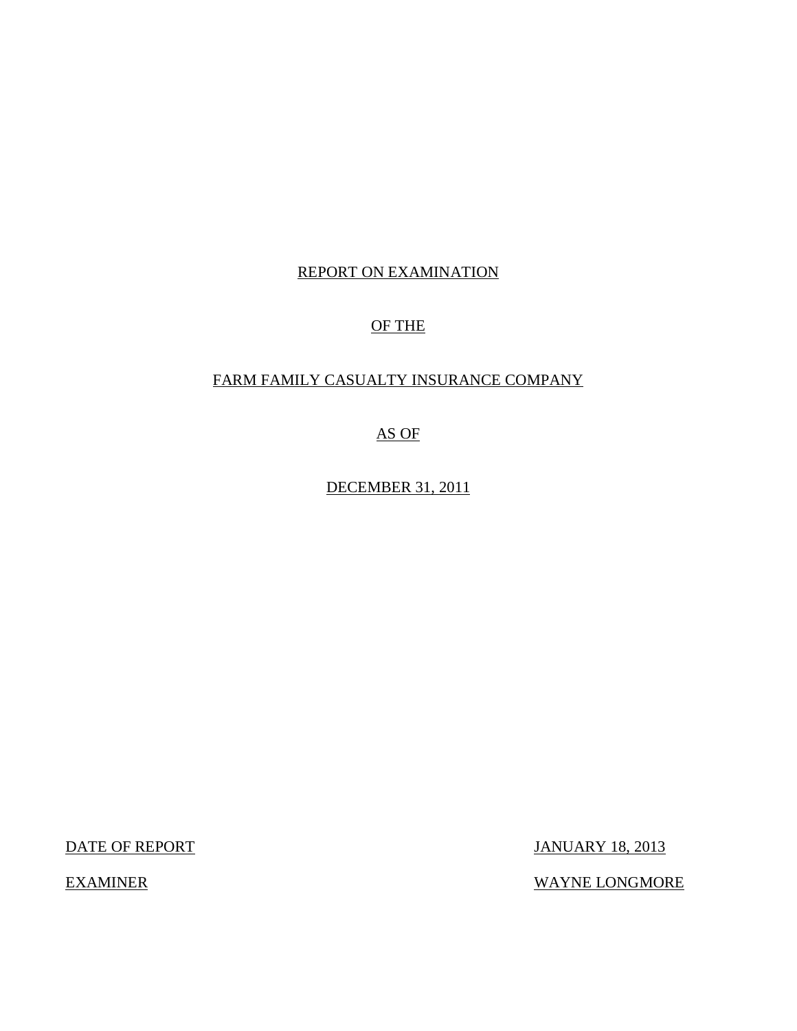REPORT ON EXAMINATION

OF THE

FARM FAMILY CASUALTY INSURANCE COMPANY

AS OF

DECEMBER 31, 2011

DATE OF REPORT JANUARY 18, 2013

EXAMINER WAYNE LONGMORE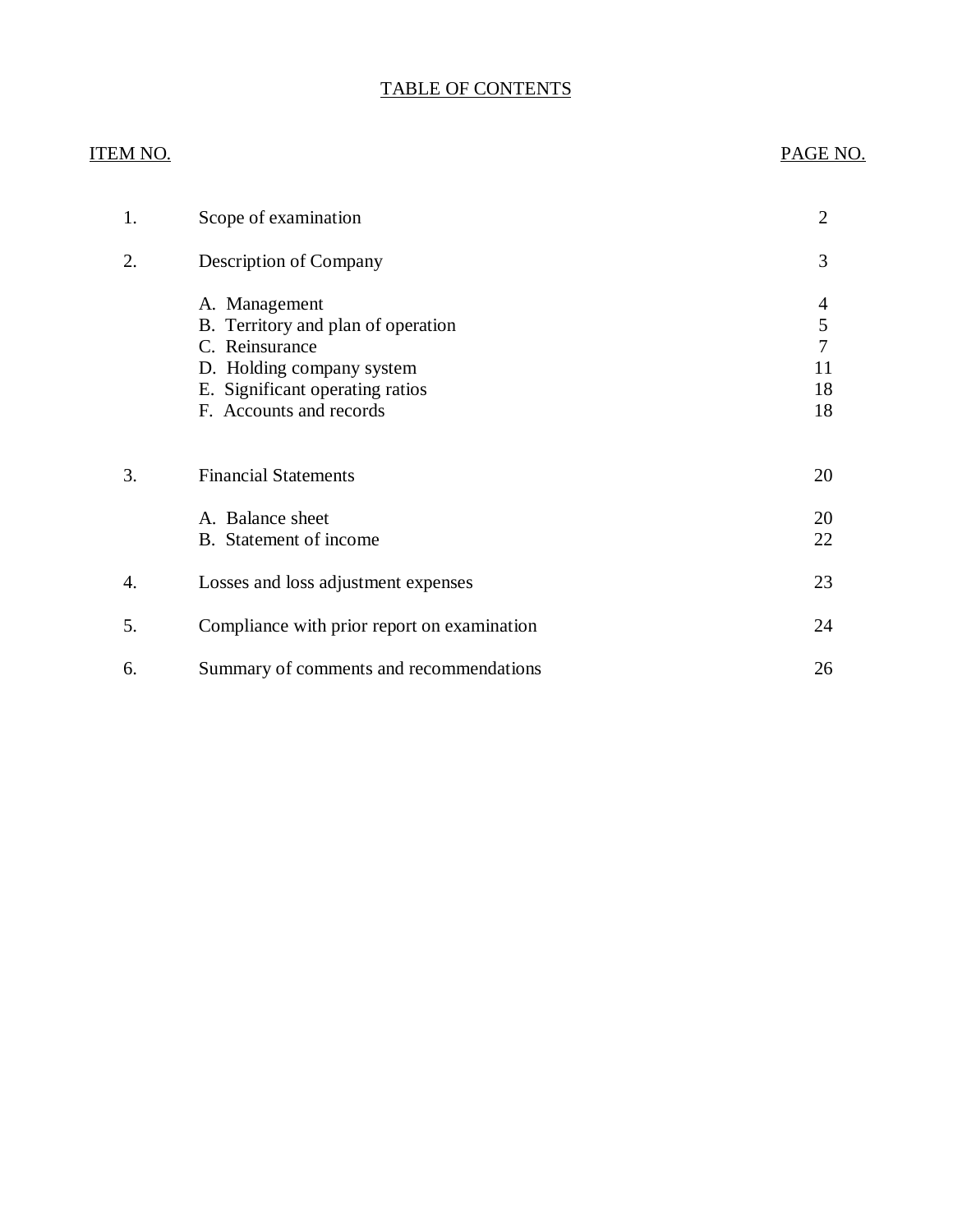# TABLE OF CONTENTS

| ITEM NO. | | PAGE NO. |
|---|---|---|
| 1. | Scope of examination | 2 |
| 2. | Description of Company | 3 |
| | A. Management | 4 |
| | B. Territory and plan of operation | 5 |
| | C. Reinsurance | 7 |
| | D. Holding company system | 11 |
| | E. Significant operating ratios | 18 |
| | F. Accounts and records | 18 |
| 3. | Financial Statements | 20 |
| | A. Balance sheet | 20 |
| | B. Statement of income | 22 |
| 4. | Losses and loss adjustment expenses | 23 |
| 5. | Compliance with prior report on examination | 24 |
| 6. | Summary of comments and recommendations | 26 |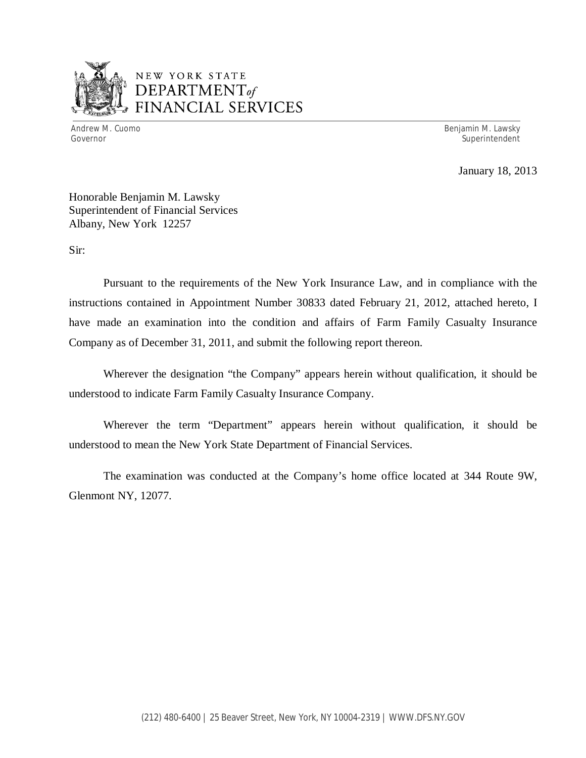NEW YORK STATE
DEPARTMENT *of* FINANCIAL SERVICES

Andrew M. Cuomo
Governor

Benjamin M. Lawsky
Superintendent

January 18, 2013

Honorable Benjamin M. Lawsky
Superintendent of Financial Services
Albany, New York 12257

Sir:

Pursuant to the requirements of the New York Insurance Law, and in compliance with the instructions contained in Appointment Number 30833 dated February 21, 2012, attached hereto, I have made an examination into the condition and affairs of Farm Family Casualty Insurance Company as of December 31, 2011, and submit the following report thereon.

Wherever the designation "the Company" appears herein without qualification, it should be understood to indicate Farm Family Casualty Insurance Company.

Wherever the term "Department" appears herein without qualification, it should be understood to mean the New York State Department of Financial Services.

The examination was conducted at the Company's home office located at 344 Route 9W, Glenmont NY, 12077.

(212) 480-6400 | 25 Beaver Street, New York, NY 10004-2319 | WWW.DFS.NY.GOV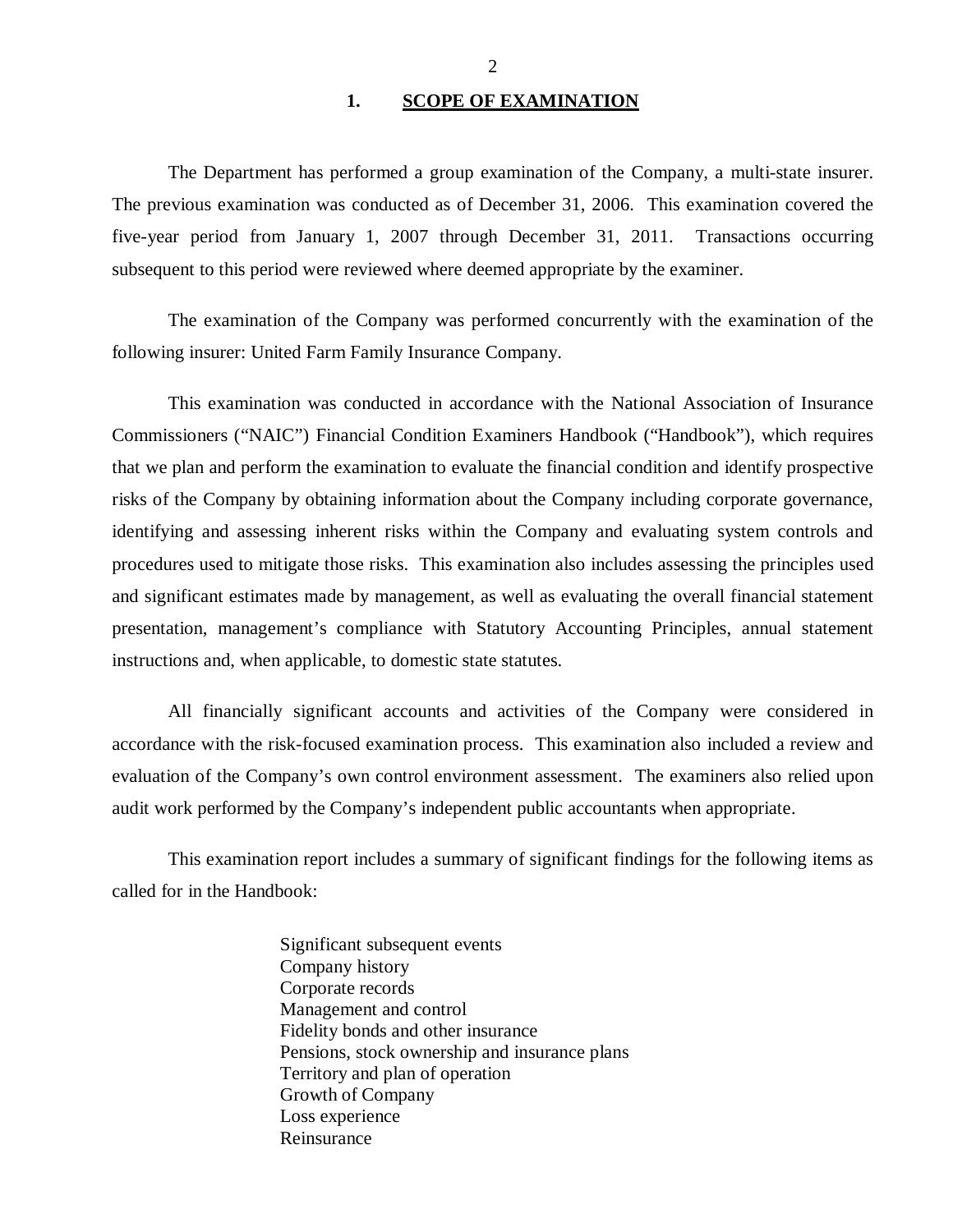## 1. SCOPE OF EXAMINATION

The Department has performed a group examination of the Company, a multi-state insurer. The previous examination was conducted as of December 31, 2006. This examination covered the five-year period from January 1, 2007 through December 31, 2011. Transactions occurring subsequent to this period were reviewed where deemed appropriate by the examiner.

The examination of the Company was performed concurrently with the examination of the following insurer: United Farm Family Insurance Company.

This examination was conducted in accordance with the National Association of Insurance Commissioners ("NAIC") Financial Condition Examiners Handbook ("Handbook"), which requires that we plan and perform the examination to evaluate the financial condition and identify prospective risks of the Company by obtaining information about the Company including corporate governance, identifying and assessing inherent risks within the Company and evaluating system controls and procedures used to mitigate those risks. This examination also includes assessing the principles used and significant estimates made by management, as well as evaluating the overall financial statement presentation, management's compliance with Statutory Accounting Principles, annual statement instructions and, when applicable, to domestic state statutes.

All financially significant accounts and activities of the Company were considered in accordance with the risk-focused examination process. This examination also included a review and evaluation of the Company's own control environment assessment. The examiners also relied upon audit work performed by the Company's independent public accountants when appropriate.

This examination report includes a summary of significant findings for the following items as called for in the Handbook:

- Significant subsequent events
- Company history
- Corporate records
- Management and control
- Fidelity bonds and other insurance
- Pensions, stock ownership and insurance plans
- Territory and plan of operation
- Growth of Company
- Loss experience
- Reinsurance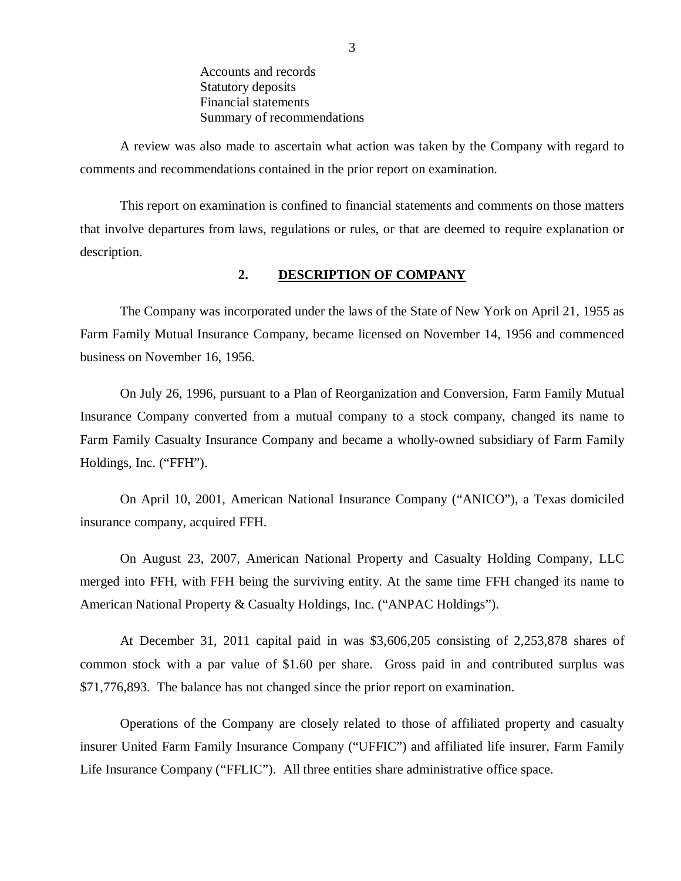Accounts and records
Statutory deposits
Financial statements
Summary of recommendations

A review was also made to ascertain what action was taken by the Company with regard to comments and recommendations contained in the prior report on examination.

This report on examination is confined to financial statements and comments on those matters that involve departures from laws, regulations or rules, or that are deemed to require explanation or description.

## 2. DESCRIPTION OF COMPANY

The Company was incorporated under the laws of the State of New York on April 21, 1955 as Farm Family Mutual Insurance Company, became licensed on November 14, 1956 and commenced business on November 16, 1956.

On July 26, 1996, pursuant to a Plan of Reorganization and Conversion, Farm Family Mutual Insurance Company converted from a mutual company to a stock company, changed its name to Farm Family Casualty Insurance Company and became a wholly-owned subsidiary of Farm Family Holdings, Inc. ("FFH").

On April 10, 2001, American National Insurance Company ("ANICO"), a Texas domiciled insurance company, acquired FFH.

On August 23, 2007, American National Property and Casualty Holding Company, LLC merged into FFH, with FFH being the surviving entity. At the same time FFH changed its name to American National Property & Casualty Holdings, Inc. ("ANPAC Holdings").

At December 31, 2011 capital paid in was $3,606,205 consisting of 2,253,878 shares of common stock with a par value of $1.60 per share. Gross paid in and contributed surplus was $71,776,893. The balance has not changed since the prior report on examination.

Operations of the Company are closely related to those of affiliated property and casualty insurer United Farm Family Insurance Company ("UFFIC") and affiliated life insurer, Farm Family Life Insurance Company ("FFLIC"). All three entities share administrative office space.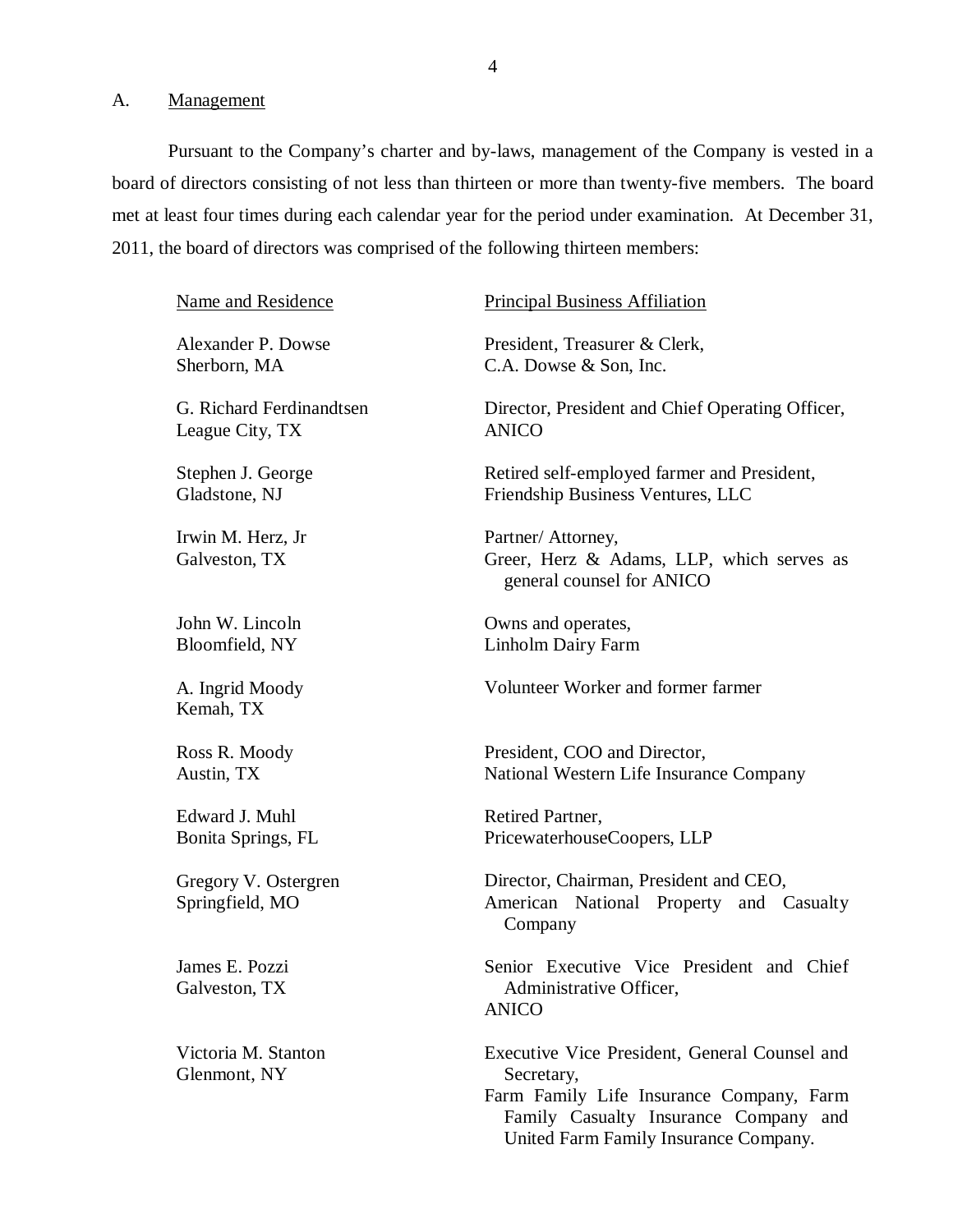## A. Management

Pursuant to the Company's charter and by-laws, management of the Company is vested in a board of directors consisting of not less than thirteen or more than twenty-five members. The board met at least four times during each calendar year for the period under examination. At December 31, 2011, the board of directors was comprised of the following thirteen members:

| Name and Residence | Principal Business Affiliation |
|---|---|
| Alexander P. Dowse<br>Sherborn, MA | President, Treasurer & Clerk,<br>C.A. Dowse & Son, Inc. |
| G. Richard Ferdinandtsen<br>League City, TX | Director, President and Chief Operating Officer,<br>ANICO |
| Stephen J. George<br>Gladstone, NJ | Retired self-employed farmer and President,<br>Friendship Business Ventures, LLC |
| Irwin M. Herz, Jr<br>Galveston, TX | Partner/ Attorney,<br>Greer, Herz & Adams, LLP, which serves as general counsel for ANICO |
| John W. Lincoln<br>Bloomfield, NY | Owns and operates,<br>Linholm Dairy Farm |
| A. Ingrid Moody<br>Kemah, TX | Volunteer Worker and former farmer |
| Ross R. Moody<br>Austin, TX | President, COO and Director,<br>National Western Life Insurance Company |
| Edward J. Muhl<br>Bonita Springs, FL | Retired Partner,<br>PricewaterhouseCoopers, LLP |
| Gregory V. Ostergren<br>Springfield, MO | Director, Chairman, President and CEO,<br>American National Property and Casualty Company |
| James E. Pozzi<br>Galveston, TX | Senior Executive Vice President and Chief Administrative Officer,<br>ANICO |
| Victoria M. Stanton<br>Glenmont, NY | Executive Vice President, General Counsel and Secretary,<br>Farm Family Life Insurance Company, Farm Family Casualty Insurance Company and United Farm Family Insurance Company. |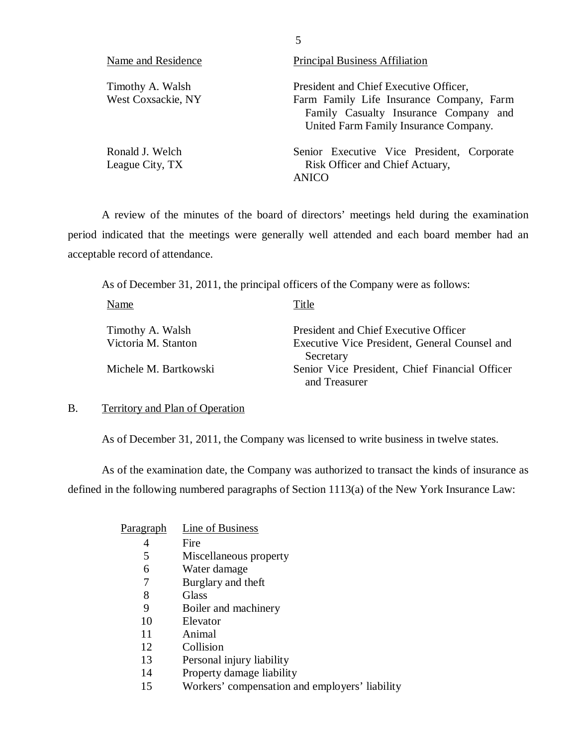| Name and Residence | Principal Business Affiliation |
| --- | --- |
| Timothy A. Walsh<br>West Coxsackie, NY | President and Chief Executive Officer, Farm Family Life Insurance Company, Farm Family Casualty Insurance Company and United Farm Family Insurance Company. |
| Ronald J. Welch<br>League City, TX | Senior Executive Vice President, Corporate Risk Officer and Chief Actuary, ANICO |

A review of the minutes of the board of directors' meetings held during the examination period indicated that the meetings were generally well attended and each board member had an acceptable record of attendance.

As of December 31, 2011, the principal officers of the Company were as follows:

| Name | Title |
| --- | --- |
| Timothy A. Walsh | President and Chief Executive Officer |
| Victoria M. Stanton | Executive Vice President, General Counsel and Secretary |
| Michele M. Bartkowski | Senior Vice President, Chief Financial Officer and Treasurer |

## B. Territory and Plan of Operation

As of December 31, 2011, the Company was licensed to write business in twelve states.

As of the examination date, the Company was authorized to transact the kinds of insurance as defined in the following numbered paragraphs of Section 1113(a) of the New York Insurance Law:

| Paragraph | Line of Business |
| --- | --- |
| 4 | Fire |
| 5 | Miscellaneous property |
| 6 | Water damage |
| 7 | Burglary and theft |
| 8 | Glass |
| 9 | Boiler and machinery |
| 10 | Elevator |
| 11 | Animal |
| 12 | Collision |
| 13 | Personal injury liability |
| 14 | Property damage liability |
| 15 | Workers' compensation and employers' liability |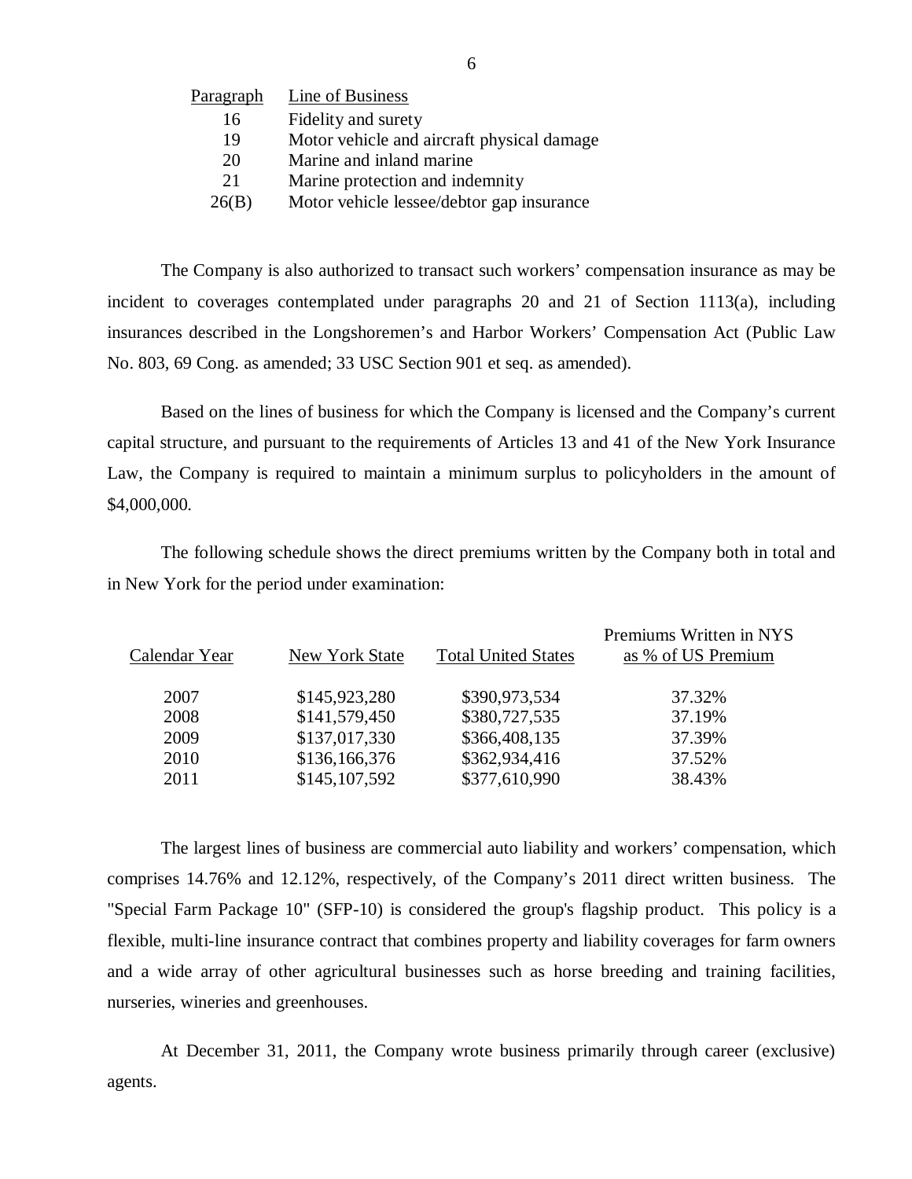| Paragraph | Line of Business |
|---|---|
| 16 | Fidelity and surety |
| 19 | Motor vehicle and aircraft physical damage |
| 20 | Marine and inland marine |
| 21 | Marine protection and indemnity |
| 26(B) | Motor vehicle lessee/debtor gap insurance |

The Company is also authorized to transact such workers' compensation insurance as may be incident to coverages contemplated under paragraphs 20 and 21 of Section 1113(a), including insurances described in the Longshoremen's and Harbor Workers' Compensation Act (Public Law No. 803, 69 Cong. as amended; 33 USC Section 901 et seq. as amended).

Based on the lines of business for which the Company is licensed and the Company's current capital structure, and pursuant to the requirements of Articles 13 and 41 of the New York Insurance Law, the Company is required to maintain a minimum surplus to policyholders in the amount of $4,000,000.

The following schedule shows the direct premiums written by the Company both in total and in New York for the period under examination:

| Calendar Year | New York State | Total United States | Premiums Written in NYS as % of US Premium |
|---|---|---|---|
| 2007 | $145,923,280 | $390,973,534 | 37.32% |
| 2008 | $141,579,450 | $380,727,535 | 37.19% |
| 2009 | $137,017,330 | $366,408,135 | 37.39% |
| 2010 | $136,166,376 | $362,934,416 | 37.52% |
| 2011 | $145,107,592 | $377,610,990 | 38.43% |

The largest lines of business are commercial auto liability and workers' compensation, which comprises 14.76% and 12.12%, respectively, of the Company's 2011 direct written business. The "Special Farm Package 10" (SFP-10) is considered the group's flagship product. This policy is a flexible, multi-line insurance contract that combines property and liability coverages for farm owners and a wide array of other agricultural businesses such as horse breeding and training facilities, nurseries, wineries and greenhouses.

At December 31, 2011, the Company wrote business primarily through career (exclusive) agents.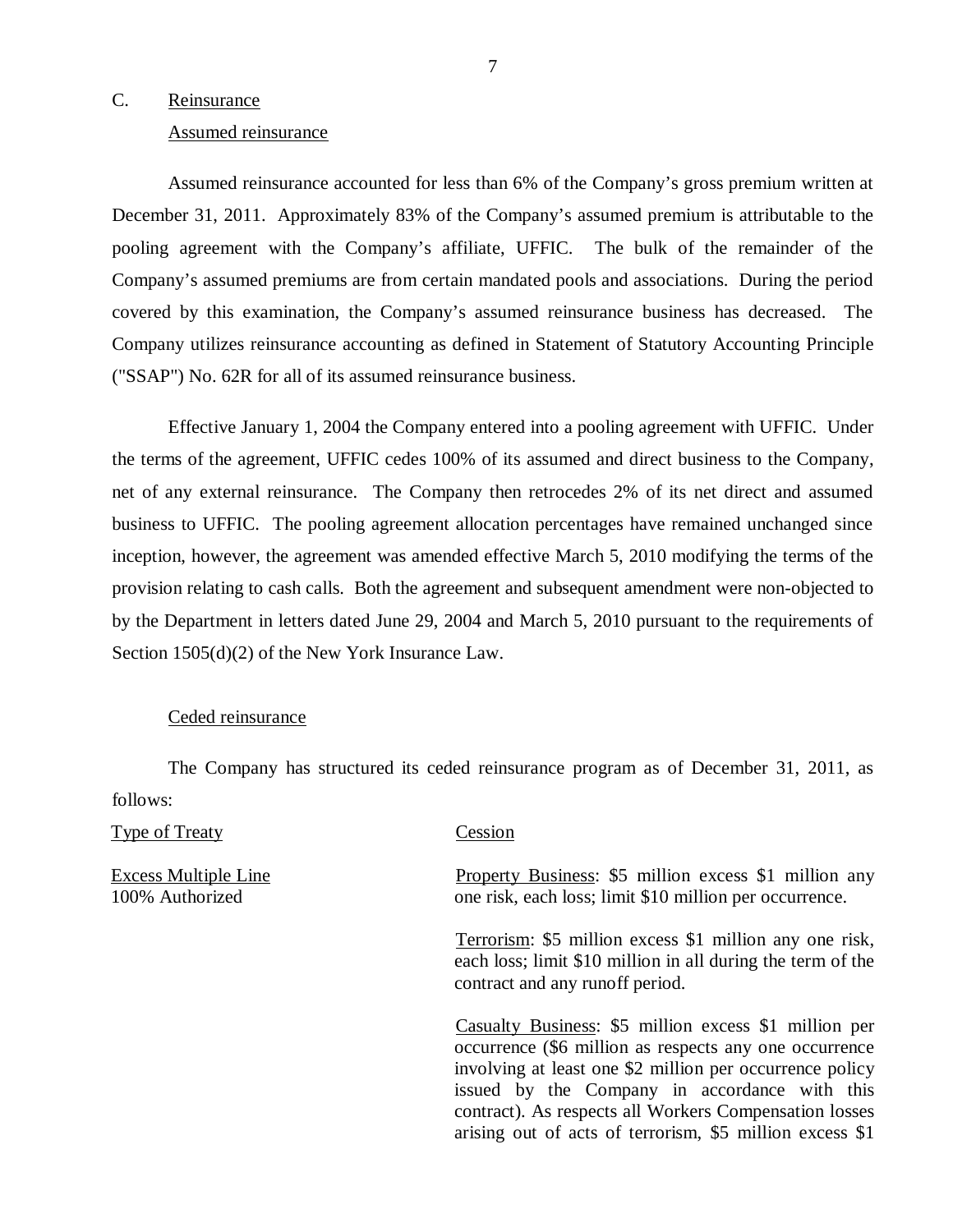## C. Reinsurance

### Assumed reinsurance

Assumed reinsurance accounted for less than 6% of the Company's gross premium written at December 31, 2011. Approximately 83% of the Company's assumed premium is attributable to the pooling agreement with the Company's affiliate, UFFIC. The bulk of the remainder of the Company's assumed premiums are from certain mandated pools and associations. During the period covered by this examination, the Company's assumed reinsurance business has decreased. The Company utilizes reinsurance accounting as defined in Statement of Statutory Accounting Principle ("SSAP") No. 62R for all of its assumed reinsurance business.

Effective January 1, 2004 the Company entered into a pooling agreement with UFFIC. Under the terms of the agreement, UFFIC cedes 100% of its assumed and direct business to the Company, net of any external reinsurance. The Company then retrocedes 2% of its net direct and assumed business to UFFIC. The pooling agreement allocation percentages have remained unchanged since inception, however, the agreement was amended effective March 5, 2010 modifying the terms of the provision relating to cash calls. Both the agreement and subsequent amendment were non-objected to by the Department in letters dated June 29, 2004 and March 5, 2010 pursuant to the requirements of Section 1505(d)(2) of the New York Insurance Law.

### Ceded reinsurance

The Company has structured its ceded reinsurance program as of December 31, 2011, as follows:

| Type of Treaty | Cession |
|---|---|
| Excess Multiple Line<br>100% Authorized | Property Business: \$5 million excess \$1 million any one risk, each loss; limit \$10 million per occurrence. |
| | Terrorism: \$5 million excess \$1 million any one risk, each loss; limit \$10 million in all during the term of the contract and any runoff period. |
| | Casualty Business: \$5 million excess \$1 million per occurrence (\$6 million as respects any one occurrence involving at least one \$2 million per occurrence policy issued by the Company in accordance with this contract). As respects all Workers Compensation losses arising out of acts of terrorism, \$5 million excess \$1 |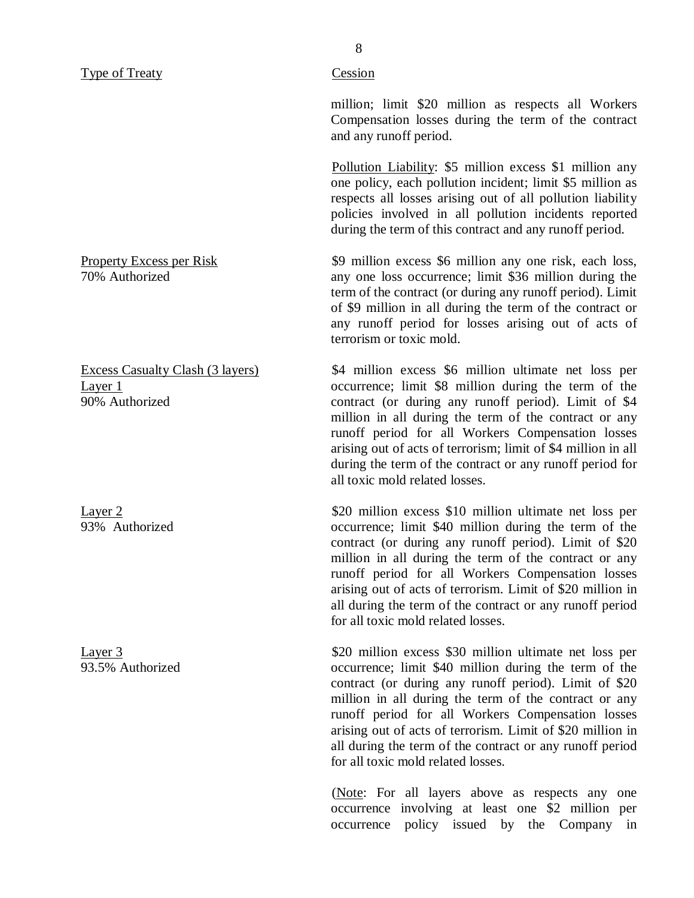| Type of Treaty | Cession |
|---|---|
| | million; limit \$20 million as respects all Workers Compensation losses during the term of the contract and any runoff period. |
| | Pollution Liability: \$5 million excess \$1 million any one policy, each pollution incident; limit \$5 million as respects all losses arising out of all pollution liability policies involved in all pollution incidents reported during the term of this contract and any runoff period. |
| Property Excess per Risk<br>70% Authorized | \$9 million excess \$6 million any one risk, each loss, any one loss occurrence; limit \$36 million during the term of the contract (or during any runoff period). Limit of \$9 million in all during the term of the contract or any runoff period for losses arising out of acts of terrorism or toxic mold. |
| Excess Casualty Clash (3 layers)<br>Layer 1<br>90% Authorized | \$4 million excess \$6 million ultimate net loss per occurrence; limit \$8 million during the term of the contract (or during any runoff period). Limit of \$4 million in all during the term of the contract or any runoff period for all Workers Compensation losses arising out of acts of terrorism; limit of \$4 million in all during the term of the contract or any runoff period for all toxic mold related losses. |
| Layer 2<br>93% Authorized | \$20 million excess \$10 million ultimate net loss per occurrence; limit \$40 million during the term of the contract (or during any runoff period). Limit of \$20 million in all during the term of the contract or any runoff period for all Workers Compensation losses arising out of acts of terrorism. Limit of \$20 million in all during the term of the contract or any runoff period for all toxic mold related losses. |
| Layer 3<br>93.5% Authorized | \$20 million excess \$30 million ultimate net loss per occurrence; limit \$40 million during the term of the contract (or during any runoff period). Limit of \$20 million in all during the term of the contract or any runoff period for all Workers Compensation losses arising out of acts of terrorism. Limit of \$20 million in all during the term of the contract or any runoff period for all toxic mold related losses. |
| | (Note: For all layers above as respects any one occurrence involving at least one \$2 million per occurrence policy issued by the Company in |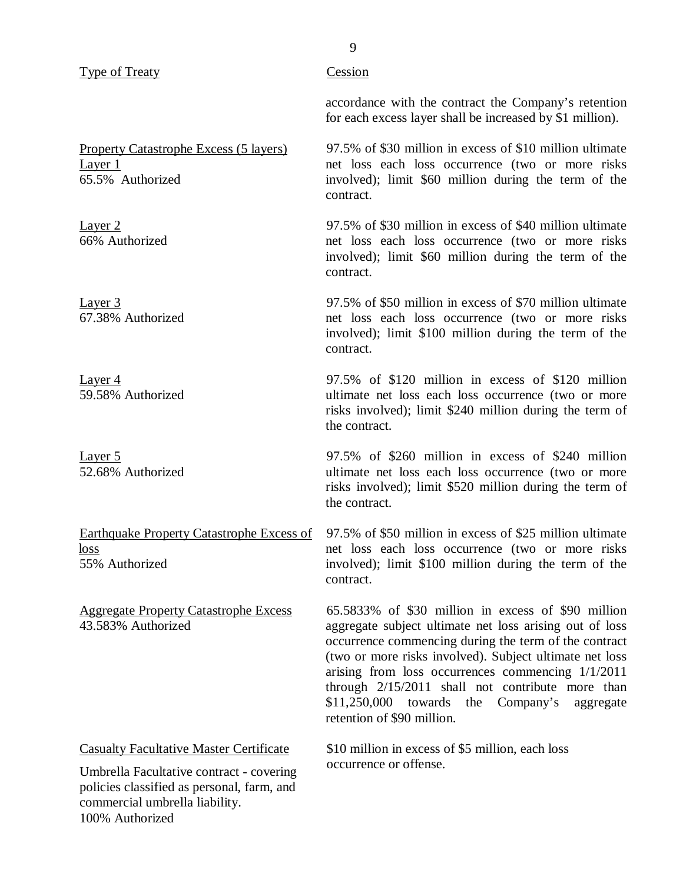| Type of Treaty | Cession |
|---|---|
| | accordance with the contract the Company's retention for each excess layer shall be increased by $1 million). |
| Property Catastrophe Excess (5 layers)<br>Layer 1<br>65.5% Authorized | 97.5% of $30 million in excess of $10 million ultimate net loss each loss occurrence (two or more risks involved); limit $60 million during the term of the contract. |
| Layer 2<br>66% Authorized | 97.5% of $30 million in excess of $40 million ultimate net loss each loss occurrence (two or more risks involved); limit $60 million during the term of the contract. |
| Layer 3<br>67.38% Authorized | 97.5% of $50 million in excess of $70 million ultimate net loss each loss occurrence (two or more risks involved); limit $100 million during the term of the contract. |
| Layer 4<br>59.58% Authorized | 97.5% of $120 million in excess of $120 million ultimate net loss each loss occurrence (two or more risks involved); limit $240 million during the term of the contract. |
| Layer 5<br>52.68% Authorized | 97.5% of $260 million in excess of $240 million ultimate net loss each loss occurrence (two or more risks involved); limit $520 million during the term of the contract. |
| Earthquake Property Catastrophe Excess of loss<br>55% Authorized | 97.5% of $50 million in excess of $25 million ultimate net loss each loss occurrence (two or more risks involved); limit $100 million during the term of the contract. |
| Aggregate Property Catastrophe Excess<br>43.583% Authorized | 65.5833% of $30 million in excess of $90 million aggregate subject ultimate net loss arising out of loss occurrence commencing during the term of the contract (two or more risks involved). Subject ultimate net loss arising from loss occurrences commencing 1/1/2011 through 2/15/2011 shall not contribute more than $11,250,000 towards the Company's aggregate retention of $90 million. |
| Casualty Facultative Master Certificate<br>Umbrella Facultative contract - covering policies classified as personal, farm, and commercial umbrella liability.<br>100% Authorized | $10 million in excess of $5 million, each loss occurrence or offense. |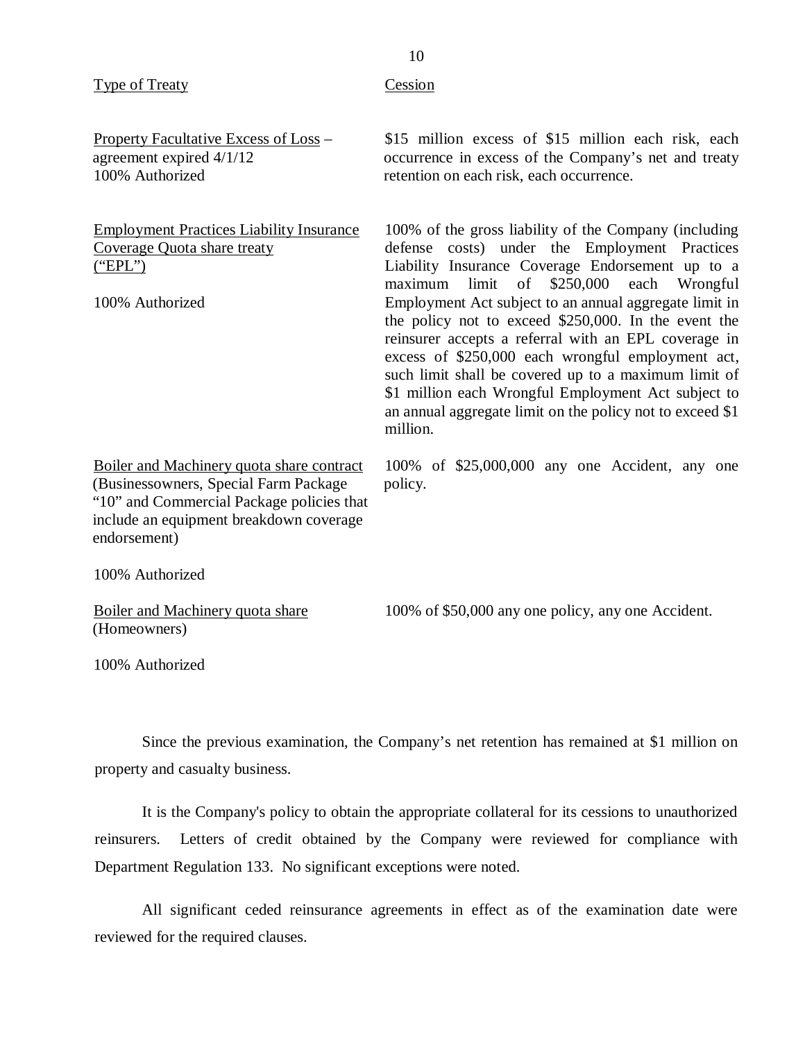| Type of Treaty | Cession |
|---|---|
| Property Facultative Excess of Loss – agreement expired 4/1/12<br>100% Authorized | $15 million excess of $15 million each risk, each occurrence in excess of the Company's net and treaty retention on each risk, each occurrence. |
| Employment Practices Liability Insurance Coverage Quota share treaty ("EPL")<br><br>100% Authorized | 100% of the gross liability of the Company (including defense costs) under the Employment Practices Liability Insurance Coverage Endorsement up to a maximum limit of $250,000 each Wrongful Employment Act subject to an annual aggregate limit in the policy not to exceed $250,000. In the event the reinsurer accepts a referral with an EPL coverage in excess of $250,000 each wrongful employment act, such limit shall be covered up to a maximum limit of $1 million each Wrongful Employment Act subject to an annual aggregate limit on the policy not to exceed $1 million. |
| Boiler and Machinery quota share contract (Businessowners, Special Farm Package "10" and Commercial Package policies that include an equipment breakdown coverage endorsement)<br><br>100% Authorized | 100% of $25,000,000 any one Accident, any one policy. |
| Boiler and Machinery quota share (Homeowners)<br><br>100% Authorized | 100% of $50,000 any one policy, any one Accident. |

Since the previous examination, the Company's net retention has remained at $1 million on property and casualty business.

It is the Company's policy to obtain the appropriate collateral for its cessions to unauthorized reinsurers. Letters of credit obtained by the Company were reviewed for compliance with Department Regulation 133. No significant exceptions were noted.

All significant ceded reinsurance agreements in effect as of the examination date were reviewed for the required clauses.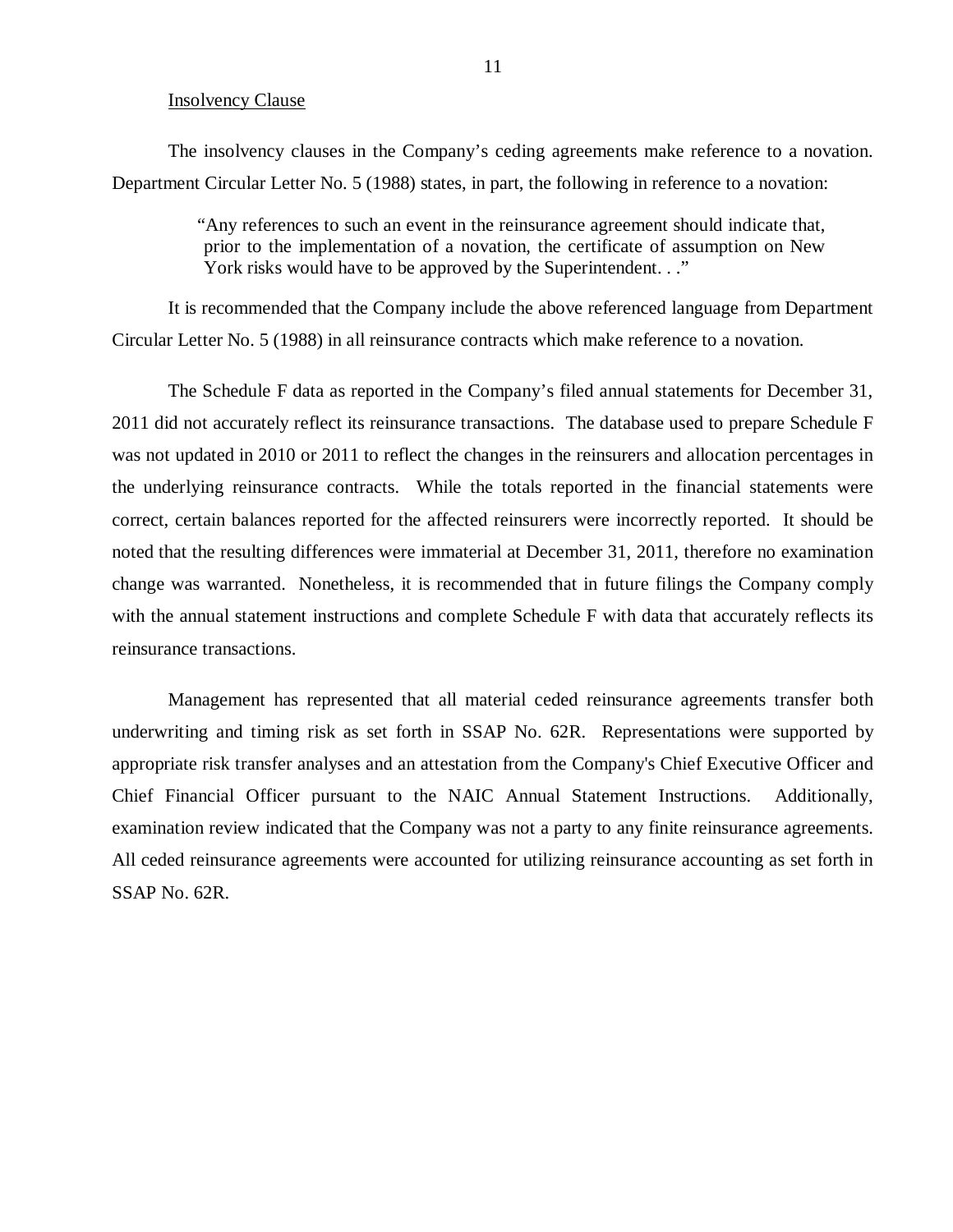Insolvency Clause

The insolvency clauses in the Company's ceding agreements make reference to a novation. Department Circular Letter No. 5 (1988) states, in part, the following in reference to a novation:

> "Any references to such an event in the reinsurance agreement should indicate that, prior to the implementation of a novation, the certificate of assumption on New York risks would have to be approved by the Superintendent. . ."

It is recommended that the Company include the above referenced language from Department Circular Letter No. 5 (1988) in all reinsurance contracts which make reference to a novation.

The Schedule F data as reported in the Company's filed annual statements for December 31, 2011 did not accurately reflect its reinsurance transactions. The database used to prepare Schedule F was not updated in 2010 or 2011 to reflect the changes in the reinsurers and allocation percentages in the underlying reinsurance contracts. While the totals reported in the financial statements were correct, certain balances reported for the affected reinsurers were incorrectly reported. It should be noted that the resulting differences were immaterial at December 31, 2011, therefore no examination change was warranted. Nonetheless, it is recommended that in future filings the Company comply with the annual statement instructions and complete Schedule F with data that accurately reflects its reinsurance transactions.

Management has represented that all material ceded reinsurance agreements transfer both underwriting and timing risk as set forth in SSAP No. 62R. Representations were supported by appropriate risk transfer analyses and an attestation from the Company's Chief Executive Officer and Chief Financial Officer pursuant to the NAIC Annual Statement Instructions. Additionally, examination review indicated that the Company was not a party to any finite reinsurance agreements. All ceded reinsurance agreements were accounted for utilizing reinsurance accounting as set forth in SSAP No. 62R.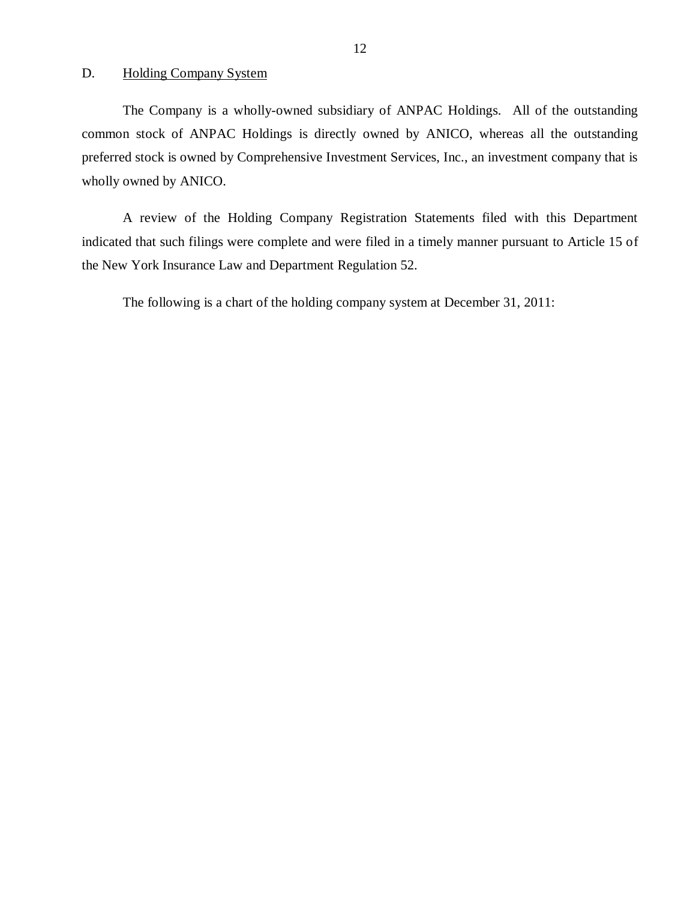## D. Holding Company System

The Company is a wholly-owned subsidiary of ANPAC Holdings. All of the outstanding common stock of ANPAC Holdings is directly owned by ANICO, whereas all the outstanding preferred stock is owned by Comprehensive Investment Services, Inc., an investment company that is wholly owned by ANICO.

A review of the Holding Company Registration Statements filed with this Department indicated that such filings were complete and were filed in a timely manner pursuant to Article 15 of the New York Insurance Law and Department Regulation 52.

The following is a chart of the holding company system at December 31, 2011: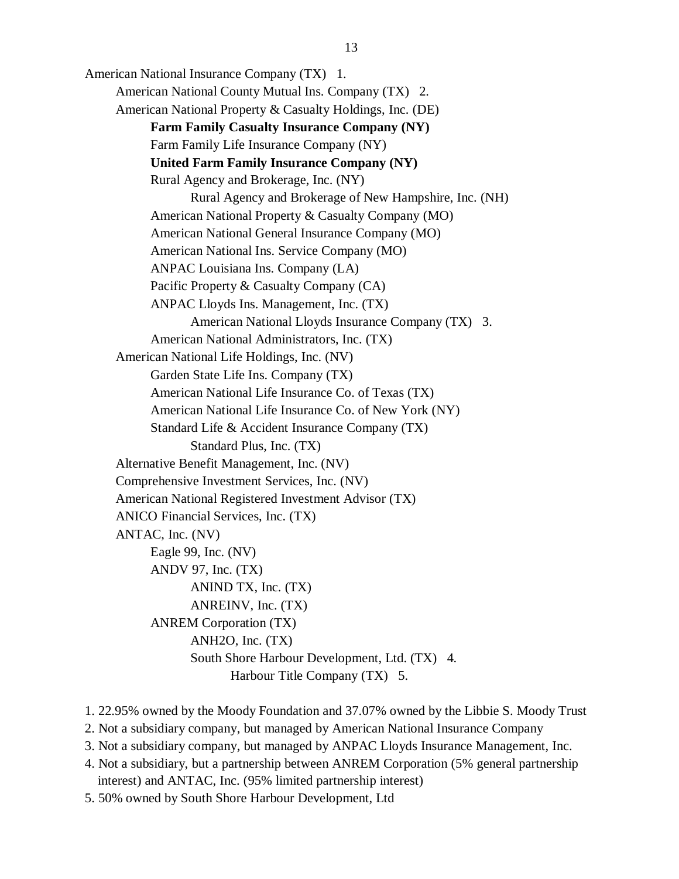American National Insurance Company (TX) 1.

- American National County Mutual Ins. Company (TX) 2.
- American National Property & Casualty Holdings, Inc. (DE)
  - **Farm Family Casualty Insurance Company (NY)**
  - Farm Family Life Insurance Company (NY)
  - **United Farm Family Insurance Company (NY)**
  - Rural Agency and Brokerage, Inc. (NY)
    - Rural Agency and Brokerage of New Hampshire, Inc. (NH)
  - American National Property & Casualty Company (MO)
  - American National General Insurance Company (MO)
  - American National Ins. Service Company (MO)
  - ANPAC Louisiana Ins. Company (LA)
  - Pacific Property & Casualty Company (CA)
  - ANPAC Lloyds Ins. Management, Inc. (TX)
    - American National Lloyds Insurance Company (TX) 3.
  - American National Administrators, Inc. (TX)
- American National Life Holdings, Inc. (NV)
  - Garden State Life Ins. Company (TX)
  - American National Life Insurance Co. of Texas (TX)
  - American National Life Insurance Co. of New York (NY)
  - Standard Life & Accident Insurance Company (TX)
    - Standard Plus, Inc. (TX)
- Alternative Benefit Management, Inc. (NV)
- Comprehensive Investment Services, Inc. (NV)
- American National Registered Investment Advisor (TX)
- ANICO Financial Services, Inc. (TX)
- ANTAC, Inc. (NV)
  - Eagle 99, Inc. (NV)
  - ANDV 97, Inc. (TX)
    - ANIND TX, Inc. (TX)
    - ANREINV, Inc. (TX)
  - ANREM Corporation (TX)
    - ANH2O, Inc. (TX)
    - South Shore Harbour Development, Ltd. (TX) 4.
      - Harbour Title Company (TX) 5.

1. 22.95% owned by the Moody Foundation and 37.07% owned by the Libbie S. Moody Trust
2. Not a subsidiary company, but managed by American National Insurance Company
3. Not a subsidiary company, but managed by ANPAC Lloyds Insurance Management, Inc.
4. Not a subsidiary, but a partnership between ANREM Corporation (5% general partnership interest) and ANTAC, Inc. (95% limited partnership interest)
5. 50% owned by South Shore Harbour Development, Ltd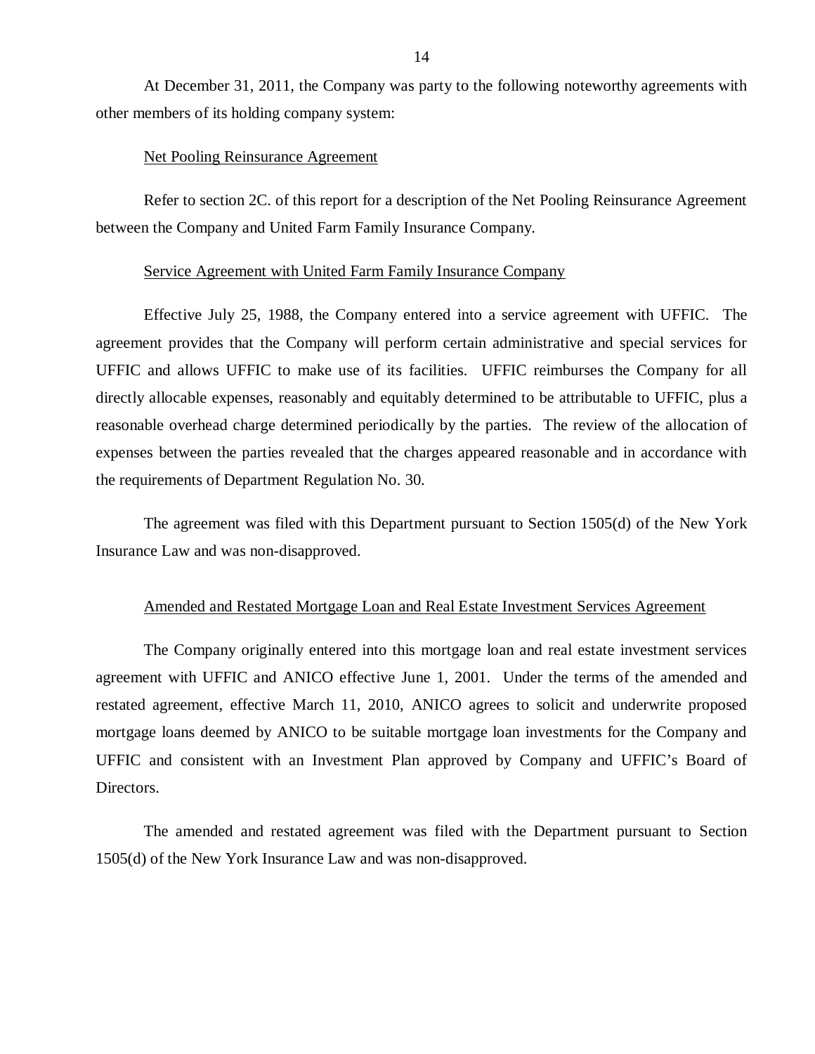At December 31, 2011, the Company was party to the following noteworthy agreements with other members of its holding company system:

Net Pooling Reinsurance Agreement

Refer to section 2C. of this report for a description of the Net Pooling Reinsurance Agreement between the Company and United Farm Family Insurance Company.

Service Agreement with United Farm Family Insurance Company

Effective July 25, 1988, the Company entered into a service agreement with UFFIC. The agreement provides that the Company will perform certain administrative and special services for UFFIC and allows UFFIC to make use of its facilities. UFFIC reimburses the Company for all directly allocable expenses, reasonably and equitably determined to be attributable to UFFIC, plus a reasonable overhead charge determined periodically by the parties. The review of the allocation of expenses between the parties revealed that the charges appeared reasonable and in accordance with the requirements of Department Regulation No. 30.

The agreement was filed with this Department pursuant to Section 1505(d) of the New York Insurance Law and was non-disapproved.

Amended and Restated Mortgage Loan and Real Estate Investment Services Agreement

The Company originally entered into this mortgage loan and real estate investment services agreement with UFFIC and ANICO effective June 1, 2001. Under the terms of the amended and restated agreement, effective March 11, 2010, ANICO agrees to solicit and underwrite proposed mortgage loans deemed by ANICO to be suitable mortgage loan investments for the Company and UFFIC and consistent with an Investment Plan approved by Company and UFFIC's Board of Directors.

The amended and restated agreement was filed with the Department pursuant to Section 1505(d) of the New York Insurance Law and was non-disapproved.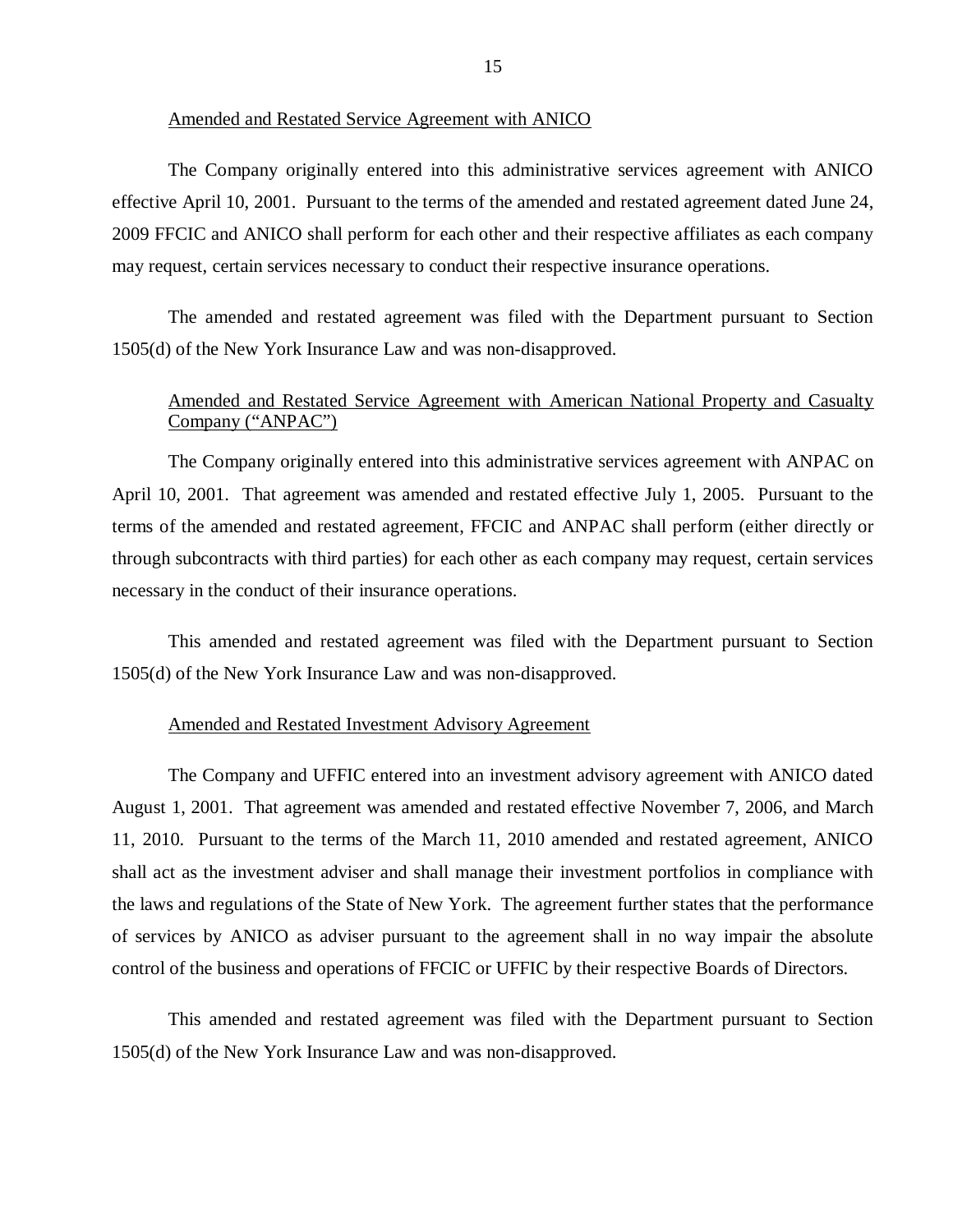Amended and Restated Service Agreement with ANICO

The Company originally entered into this administrative services agreement with ANICO effective April 10, 2001. Pursuant to the terms of the amended and restated agreement dated June 24, 2009 FFCIC and ANICO shall perform for each other and their respective affiliates as each company may request, certain services necessary to conduct their respective insurance operations.

The amended and restated agreement was filed with the Department pursuant to Section 1505(d) of the New York Insurance Law and was non-disapproved.

Amended and Restated Service Agreement with American National Property and Casualty Company ("ANPAC")

The Company originally entered into this administrative services agreement with ANPAC on April 10, 2001. That agreement was amended and restated effective July 1, 2005. Pursuant to the terms of the amended and restated agreement, FFCIC and ANPAC shall perform (either directly or through subcontracts with third parties) for each other as each company may request, certain services necessary in the conduct of their insurance operations.

This amended and restated agreement was filed with the Department pursuant to Section 1505(d) of the New York Insurance Law and was non-disapproved.

Amended and Restated Investment Advisory Agreement

The Company and UFFIC entered into an investment advisory agreement with ANICO dated August 1, 2001. That agreement was amended and restated effective November 7, 2006, and March 11, 2010. Pursuant to the terms of the March 11, 2010 amended and restated agreement, ANICO shall act as the investment adviser and shall manage their investment portfolios in compliance with the laws and regulations of the State of New York. The agreement further states that the performance of services by ANICO as adviser pursuant to the agreement shall in no way impair the absolute control of the business and operations of FFCIC or UFFIC by their respective Boards of Directors.

This amended and restated agreement was filed with the Department pursuant to Section 1505(d) of the New York Insurance Law and was non-disapproved.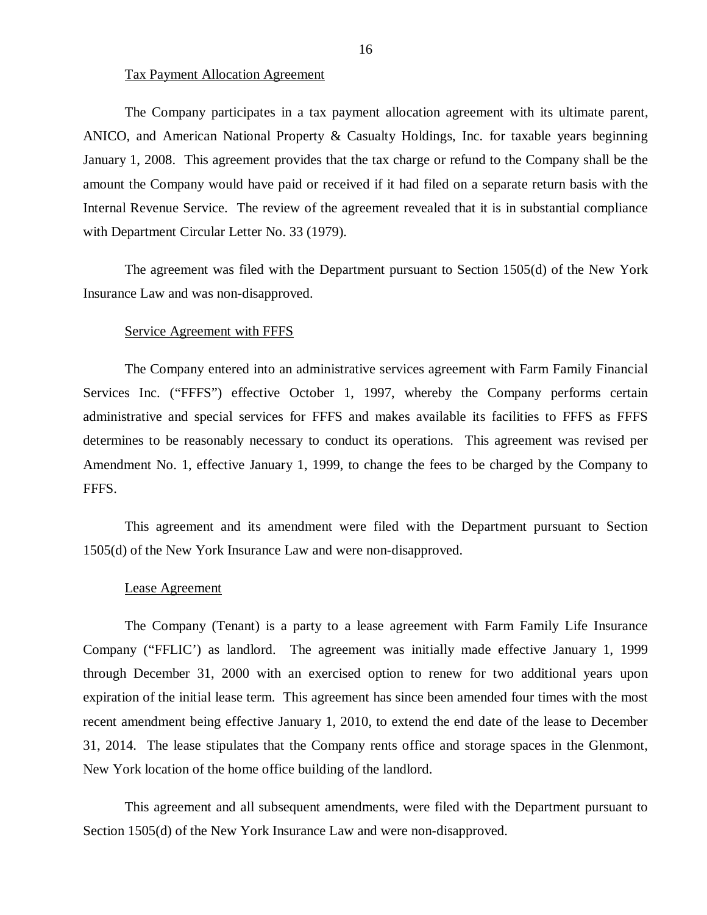Tax Payment Allocation Agreement

The Company participates in a tax payment allocation agreement with its ultimate parent, ANICO, and American National Property & Casualty Holdings, Inc. for taxable years beginning January 1, 2008. This agreement provides that the tax charge or refund to the Company shall be the amount the Company would have paid or received if it had filed on a separate return basis with the Internal Revenue Service. The review of the agreement revealed that it is in substantial compliance with Department Circular Letter No. 33 (1979).

The agreement was filed with the Department pursuant to Section 1505(d) of the New York Insurance Law and was non-disapproved.

Service Agreement with FFFS

The Company entered into an administrative services agreement with Farm Family Financial Services Inc. ("FFFS") effective October 1, 1997, whereby the Company performs certain administrative and special services for FFFS and makes available its facilities to FFFS as FFFS determines to be reasonably necessary to conduct its operations. This agreement was revised per Amendment No. 1, effective January 1, 1999, to change the fees to be charged by the Company to FFFS.

This agreement and its amendment were filed with the Department pursuant to Section 1505(d) of the New York Insurance Law and were non-disapproved.

Lease Agreement

The Company (Tenant) is a party to a lease agreement with Farm Family Life Insurance Company ("FFLIC') as landlord. The agreement was initially made effective January 1, 1999 through December 31, 2000 with an exercised option to renew for two additional years upon expiration of the initial lease term. This agreement has since been amended four times with the most recent amendment being effective January 1, 2010, to extend the end date of the lease to December 31, 2014. The lease stipulates that the Company rents office and storage spaces in the Glenmont, New York location of the home office building of the landlord.

This agreement and all subsequent amendments, were filed with the Department pursuant to Section 1505(d) of the New York Insurance Law and were non-disapproved.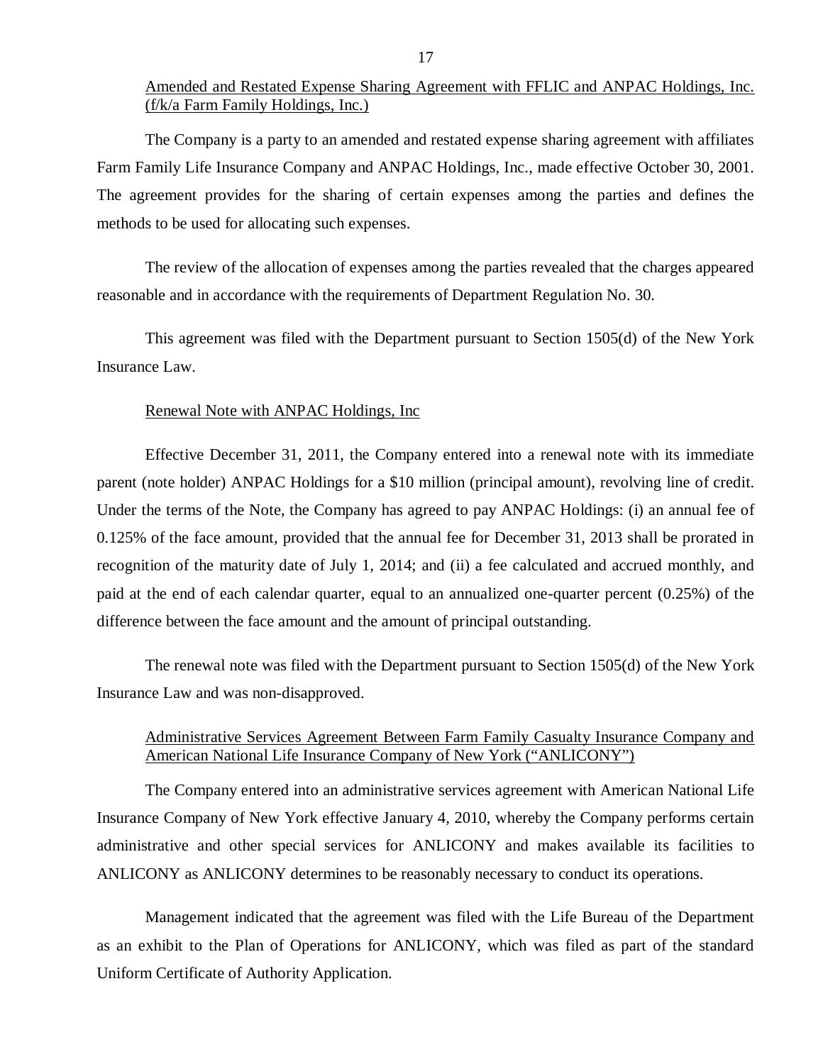Amended and Restated Expense Sharing Agreement with FFLIC and ANPAC Holdings, Inc. (f/k/a Farm Family Holdings, Inc.)

The Company is a party to an amended and restated expense sharing agreement with affiliates Farm Family Life Insurance Company and ANPAC Holdings, Inc., made effective October 30, 2001. The agreement provides for the sharing of certain expenses among the parties and defines the methods to be used for allocating such expenses.

The review of the allocation of expenses among the parties revealed that the charges appeared reasonable and in accordance with the requirements of Department Regulation No. 30.

This agreement was filed with the Department pursuant to Section 1505(d) of the New York Insurance Law.

Renewal Note with ANPAC Holdings, Inc

Effective December 31, 2011, the Company entered into a renewal note with its immediate parent (note holder) ANPAC Holdings for a \$10 million (principal amount), revolving line of credit. Under the terms of the Note, the Company has agreed to pay ANPAC Holdings: (i) an annual fee of 0.125% of the face amount, provided that the annual fee for December 31, 2013 shall be prorated in recognition of the maturity date of July 1, 2014; and (ii) a fee calculated and accrued monthly, and paid at the end of each calendar quarter, equal to an annualized one-quarter percent (0.25%) of the difference between the face amount and the amount of principal outstanding.

The renewal note was filed with the Department pursuant to Section 1505(d) of the New York Insurance Law and was non-disapproved.

Administrative Services Agreement Between Farm Family Casualty Insurance Company and American National Life Insurance Company of New York ("ANLICONY")

The Company entered into an administrative services agreement with American National Life Insurance Company of New York effective January 4, 2010, whereby the Company performs certain administrative and other special services for ANLICONY and makes available its facilities to ANLICONY as ANLICONY determines to be reasonably necessary to conduct its operations.

Management indicated that the agreement was filed with the Life Bureau of the Department as an exhibit to the Plan of Operations for ANLICONY, which was filed as part of the standard Uniform Certificate of Authority Application.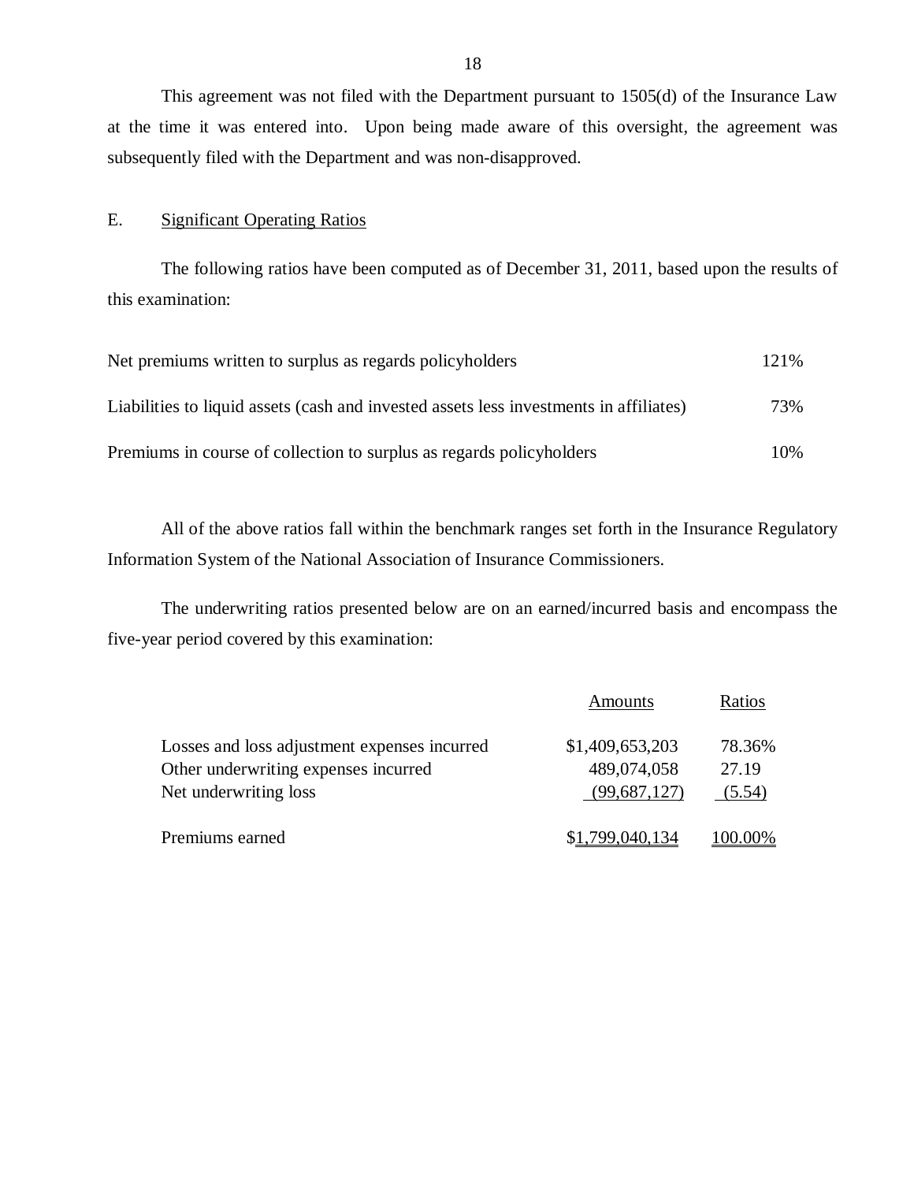This agreement was not filed with the Department pursuant to 1505(d) of the Insurance Law at the time it was entered into. Upon being made aware of this oversight, the agreement was subsequently filed with the Department and was non-disapproved.

## E. Significant Operating Ratios

The following ratios have been computed as of December 31, 2011, based upon the results of this examination:

| | |
|---|---|
| Net premiums written to surplus as regards policyholders | 121% |
| Liabilities to liquid assets (cash and invested assets less investments in affiliates) | 73% |
| Premiums in course of collection to surplus as regards policyholders | 10% |

All of the above ratios fall within the benchmark ranges set forth in the Insurance Regulatory Information System of the National Association of Insurance Commissioners.

The underwriting ratios presented below are on an earned/incurred basis and encompass the five-year period covered by this examination:

| | Amounts | Ratios |
|---|---|---|
| Losses and loss adjustment expenses incurred | $1,409,653,203 | 78.36% |
| Other underwriting expenses incurred | 489,074,058 | 27.19 |
| Net underwriting loss | (99,687,127) | (5.54) |
| Premiums earned | $1,799,040,134 | 100.00% |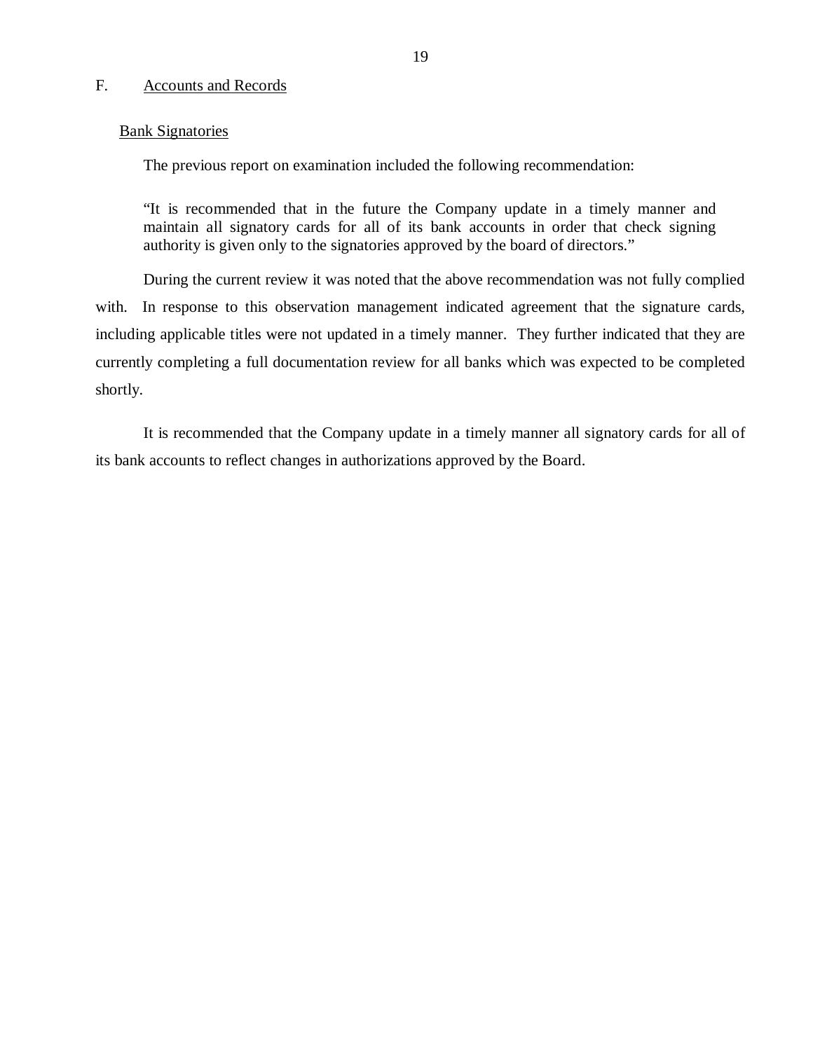## F. Accounts and Records

### Bank Signatories

The previous report on examination included the following recommendation:

> "It is recommended that in the future the Company update in a timely manner and maintain all signatory cards for all of its bank accounts in order that check signing authority is given only to the signatories approved by the board of directors."

During the current review it was noted that the above recommendation was not fully complied with. In response to this observation management indicated agreement that the signature cards, including applicable titles were not updated in a timely manner. They further indicated that they are currently completing a full documentation review for all banks which was expected to be completed shortly.

It is recommended that the Company update in a timely manner all signatory cards for all of its bank accounts to reflect changes in authorizations approved by the Board.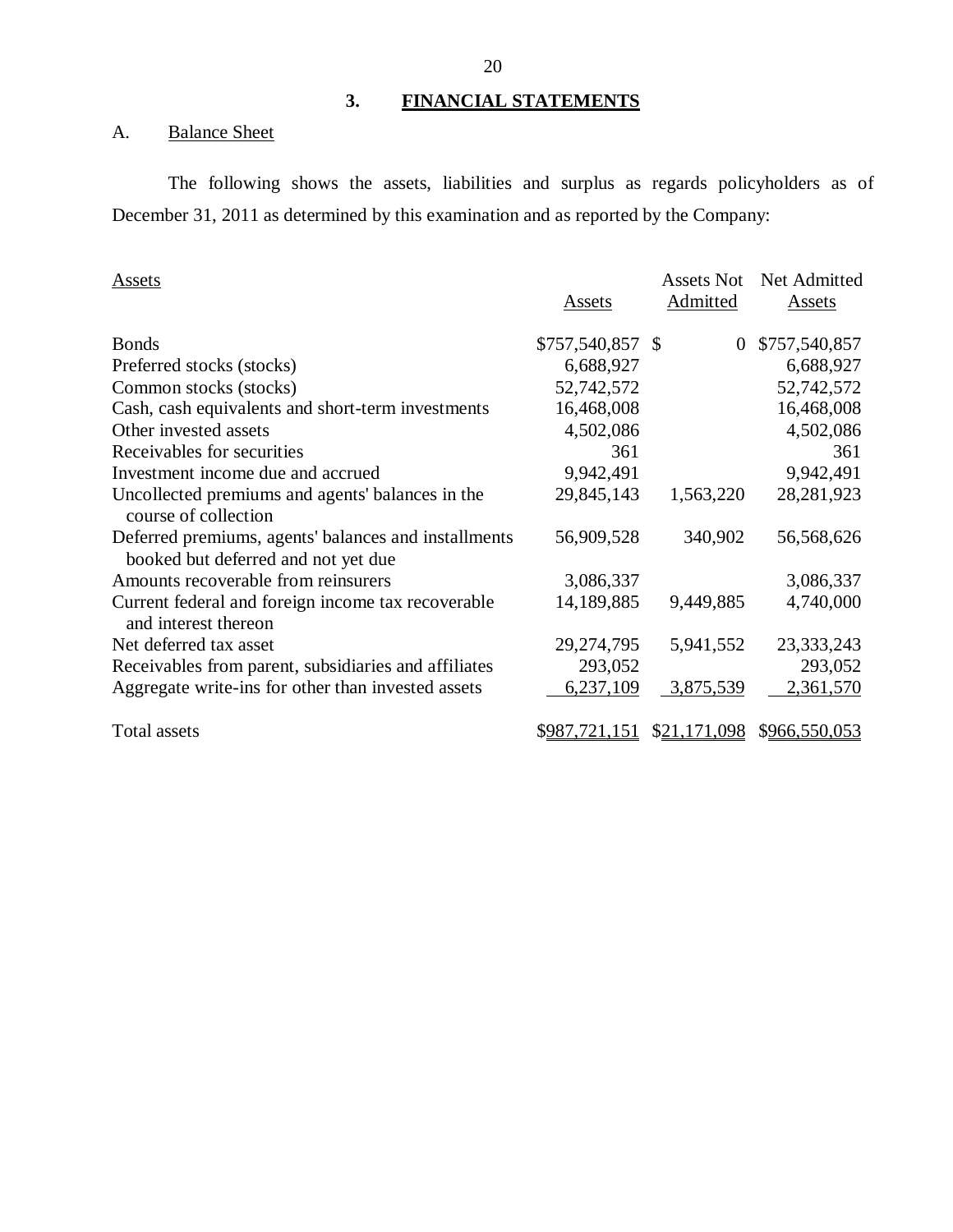## 3. FINANCIAL STATEMENTS

### A. Balance Sheet

The following shows the assets, liabilities and surplus as regards policyholders as of December 31, 2011 as determined by this examination and as reported by the Company:

| Assets | Assets | Assets Not Admitted | Net Admitted Assets |
|---|---|---|---|
| Bonds | $757,540,857 | $ 0 | $757,540,857 |
| Preferred stocks (stocks) | 6,688,927 | | 6,688,927 |
| Common stocks (stocks) | 52,742,572 | | 52,742,572 |
| Cash, cash equivalents and short-term investments | 16,468,008 | | 16,468,008 |
| Other invested assets | 4,502,086 | | 4,502,086 |
| Receivables for securities | 361 | | 361 |
| Investment income due and accrued | 9,942,491 | | 9,942,491 |
| Uncollected premiums and agents' balances in the course of collection | 29,845,143 | 1,563,220 | 28,281,923 |
| Deferred premiums, agents' balances and installments booked but deferred and not yet due | 56,909,528 | 340,902 | 56,568,626 |
| Amounts recoverable from reinsurers | 3,086,337 | | 3,086,337 |
| Current federal and foreign income tax recoverable and interest thereon | 14,189,885 | 9,449,885 | 4,740,000 |
| Net deferred tax asset | 29,274,795 | 5,941,552 | 23,333,243 |
| Receivables from parent, subsidiaries and affiliates | 293,052 | | 293,052 |
| Aggregate write-ins for other than invested assets | 6,237,109 | 3,875,539 | 2,361,570 |
| Total assets | $987,721,151 | $21,171,098 | $966,550,053 |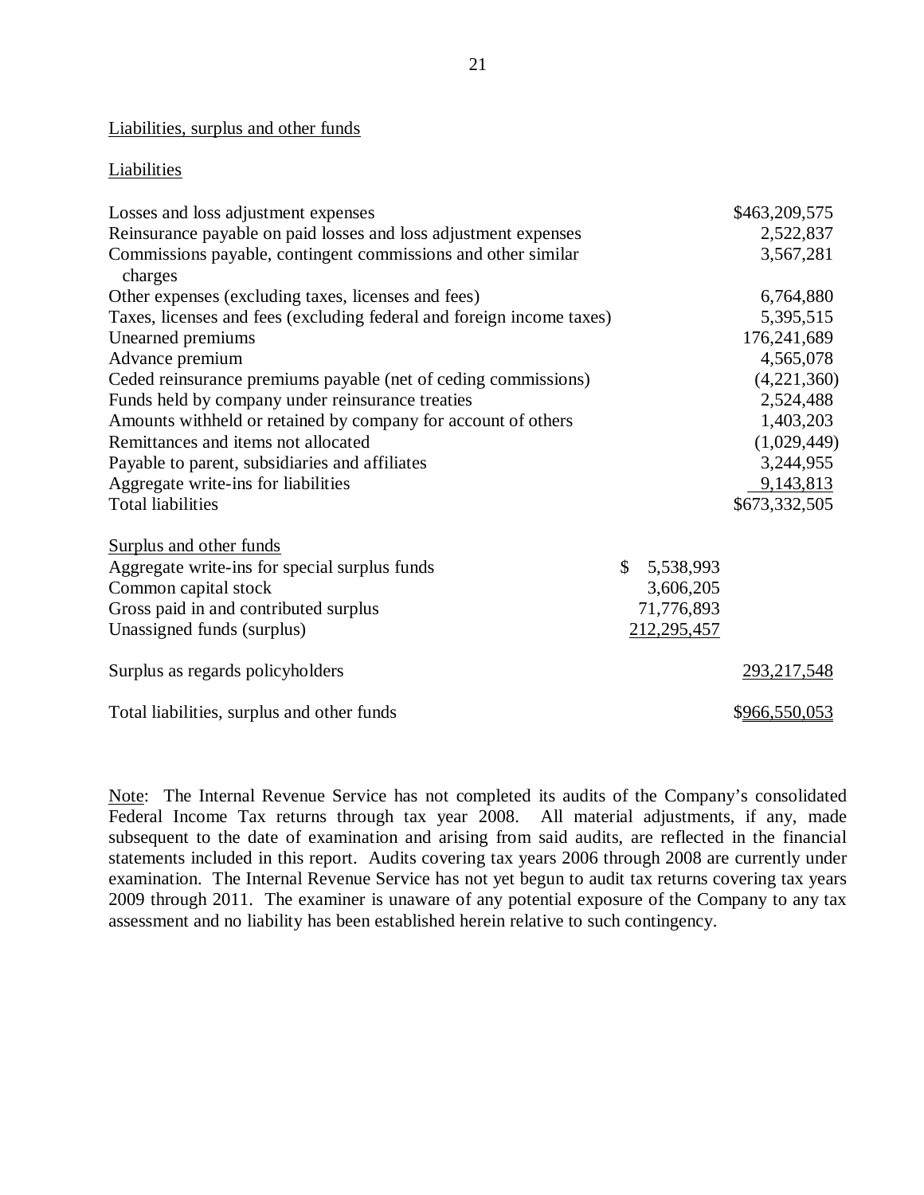Liabilities, surplus and other funds

Liabilities

| | | |
|---|---|---|
| Losses and loss adjustment expenses | | $463,209,575 |
| Reinsurance payable on paid losses and loss adjustment expenses | | 2,522,837 |
| Commissions payable, contingent commissions and other similar charges | | 3,567,281 |
| Other expenses (excluding taxes, licenses and fees) | | 6,764,880 |
| Taxes, licenses and fees (excluding federal and foreign income taxes) | | 5,395,515 |
| Unearned premiums | | 176,241,689 |
| Advance premium | | 4,565,078 |
| Ceded reinsurance premiums payable (net of ceding commissions) | | (4,221,360) |
| Funds held by company under reinsurance treaties | | 2,524,488 |
| Amounts withheld or retained by company for account of others | | 1,403,203 |
| Remittances and items not allocated | | (1,029,449) |
| Payable to parent, subsidiaries and affiliates | | 3,244,955 |
| Aggregate write-ins for liabilities | | 9,143,813 |
| Total liabilities | | $673,332,505 |
| | | |
| Surplus and other funds | | |
| Aggregate write-ins for special surplus funds | $ 5,538,993 | |
| Common capital stock | 3,606,205 | |
| Gross paid in and contributed surplus | 71,776,893 | |
| Unassigned funds (surplus) | 212,295,457 | |
| | | |
| Surplus as regards policyholders | | 293,217,548 |
| | | |
| Total liabilities, surplus and other funds | | $966,550,053 |

Note: The Internal Revenue Service has not completed its audits of the Company's consolidated Federal Income Tax returns through tax year 2008. All material adjustments, if any, made subsequent to the date of examination and arising from said audits, are reflected in the financial statements included in this report. Audits covering tax years 2006 through 2008 are currently under examination. The Internal Revenue Service has not yet begun to audit tax returns covering tax years 2009 through 2011. The examiner is unaware of any potential exposure of the Company to any tax assessment and no liability has been established herein relative to such contingency.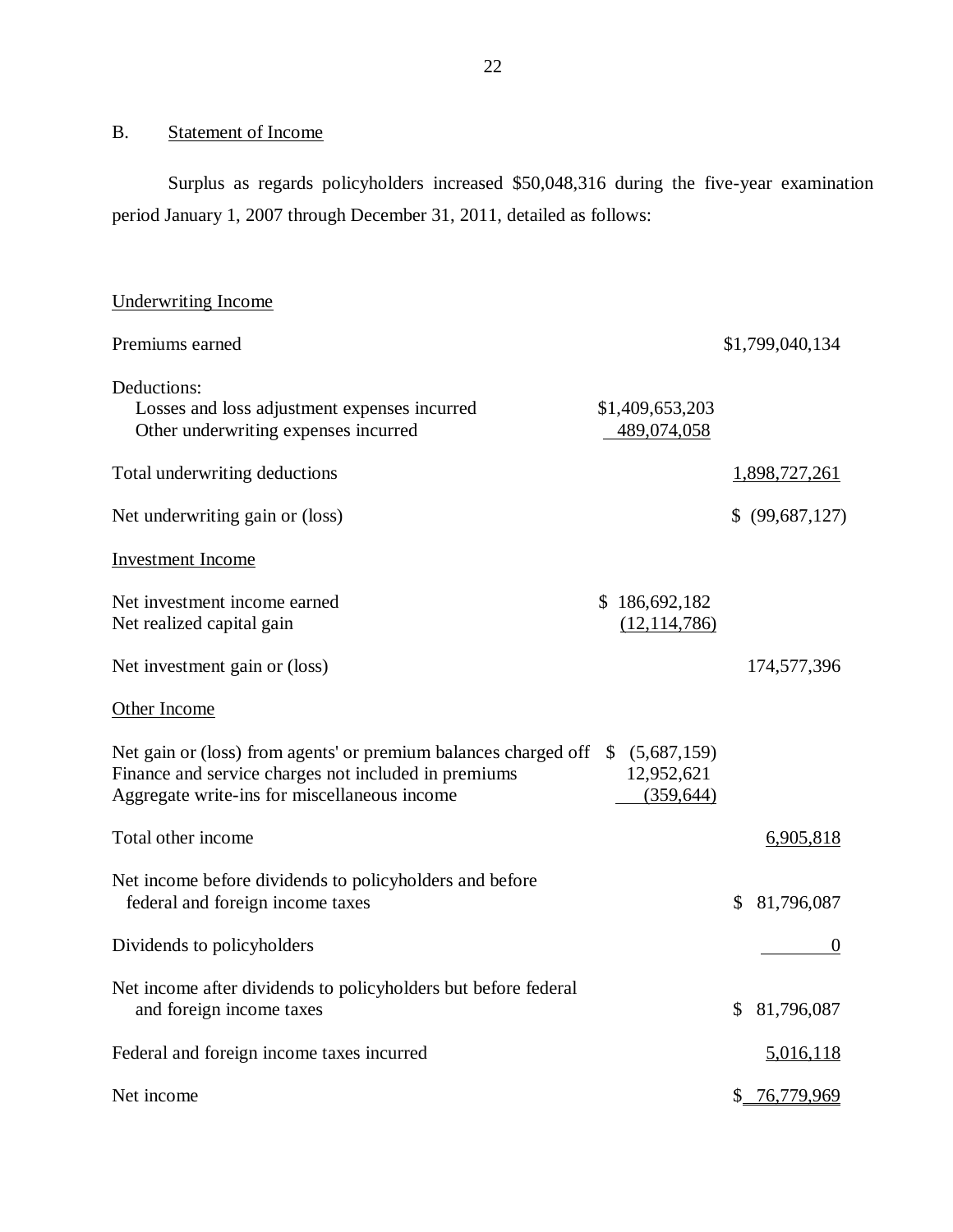## B. Statement of Income

Surplus as regards policyholders increased $50,048,316 during the five-year examination period January 1, 2007 through December 31, 2011, detailed as follows:

| | | |
|---|---|---|
| Underwriting Income | | |
| Premiums earned | | $1,799,040,134 |
| Deductions: | | |
| Losses and loss adjustment expenses incurred | $1,409,653,203 | |
| Other underwriting expenses incurred | 489,074,058 | |
| Total underwriting deductions | | 1,898,727,261 |
| Net underwriting gain or (loss) | | $ (99,687,127) |
| Investment Income | | |
| Net investment income earned | $ 186,692,182 | |
| Net realized capital gain | (12,114,786) | |
| Net investment gain or (loss) | | 174,577,396 |
| Other Income | | |
| Net gain or (loss) from agents' or premium balances charged off | $ (5,687,159) | |
| Finance and service charges not included in premiums | 12,952,621 | |
| Aggregate write-ins for miscellaneous income | (359,644) | |
| Total other income | | 6,905,818 |
| Net income before dividends to policyholders and before federal and foreign income taxes | | $ 81,796,087 |
| Dividends to policyholders | | 0 |
| Net income after dividends to policyholders but before federal and foreign income taxes | | $ 81,796,087 |
| Federal and foreign income taxes incurred | | 5,016,118 |
| Net income | | $ 76,779,969 |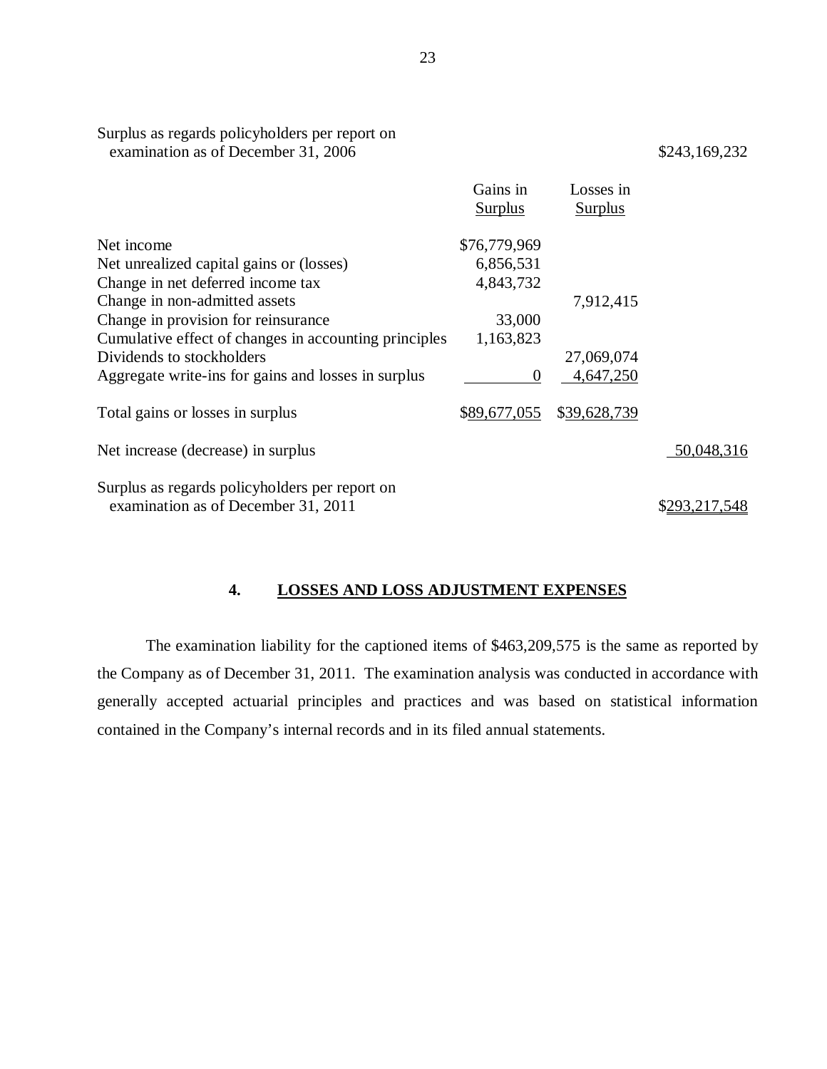| | Gains in Surplus | Losses in Surplus | |
|---|---|---|---|
| Surplus as regards policyholders per report on examination as of December 31, 2006 | | | $243,169,232 |
| Net income | $76,779,969 | | |
| Net unrealized capital gains or (losses) | 6,856,531 | | |
| Change in net deferred income tax | 4,843,732 | | |
| Change in non-admitted assets | | 7,912,415 | |
| Change in provision for reinsurance | 33,000 | | |
| Cumulative effect of changes in accounting principles | 1,163,823 | | |
| Dividends to stockholders | | 27,069,074 | |
| Aggregate write-ins for gains and losses in surplus | 0 | 4,647,250 | |
| Total gains or losses in surplus | $89,677,055 | $39,628,739 | |
| Net increase (decrease) in surplus | | | 50,048,316 |
| Surplus as regards policyholders per report on examination as of December 31, 2011 | | | $293,217,548 |

## 4. LOSSES AND LOSS ADJUSTMENT EXPENSES

The examination liability for the captioned items of $463,209,575 is the same as reported by the Company as of December 31, 2011. The examination analysis was conducted in accordance with generally accepted actuarial principles and practices and was based on statistical information contained in the Company's internal records and in its filed annual statements.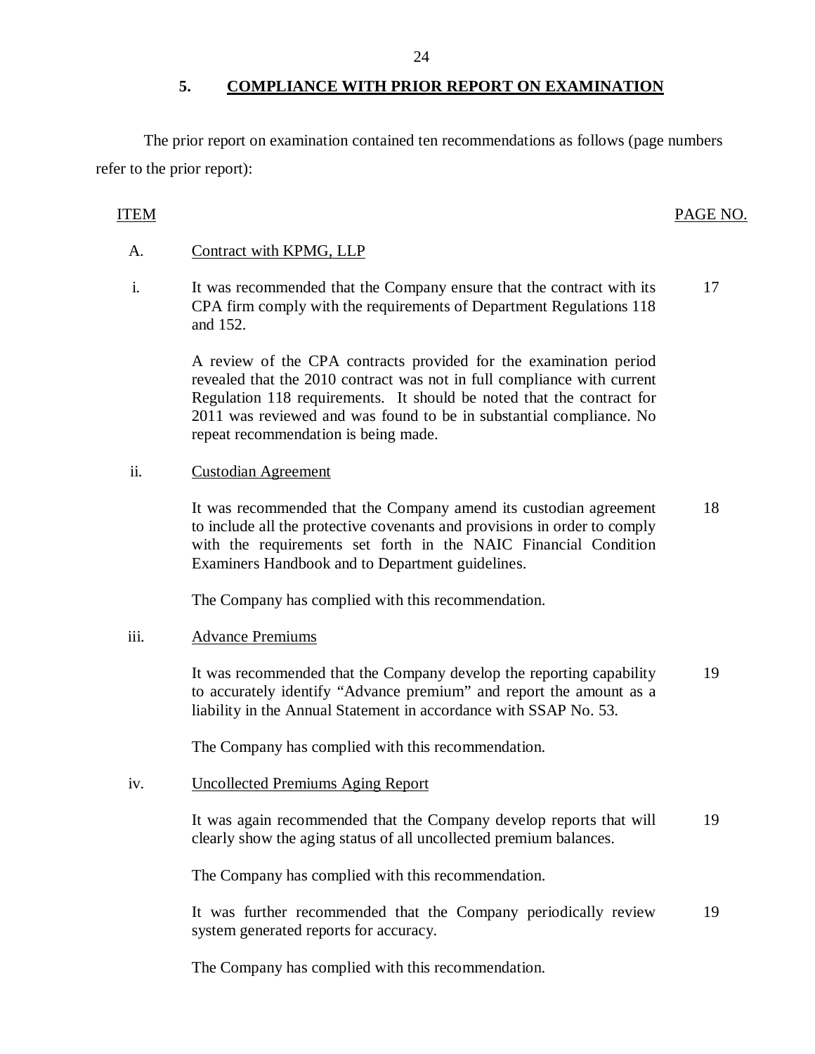## 5. COMPLIANCE WITH PRIOR REPORT ON EXAMINATION

The prior report on examination contained ten recommendations as follows (page numbers refer to the prior report):

| ITEM | | PAGE NO. |
|---|---|---|
| A. | Contract with KPMG, LLP | |
| i. | It was recommended that the Company ensure that the contract with its CPA firm comply with the requirements of Department Regulations 118 and 152. | 17 |
| | A review of the CPA contracts provided for the examination period revealed that the 2010 contract was not in full compliance with current Regulation 118 requirements. It should be noted that the contract for 2011 was reviewed and was found to be in substantial compliance. No repeat recommendation is being made. | |
| ii. | Custodian Agreement | |
| | It was recommended that the Company amend its custodian agreement to include all the protective covenants and provisions in order to comply with the requirements set forth in the NAIC Financial Condition Examiners Handbook and to Department guidelines. | 18 |
| | The Company has complied with this recommendation. | |
| iii. | Advance Premiums | |
| | It was recommended that the Company develop the reporting capability to accurately identify "Advance premium" and report the amount as a liability in the Annual Statement in accordance with SSAP No. 53. | 19 |
| | The Company has complied with this recommendation. | |
| iv. | Uncollected Premiums Aging Report | |
| | It was again recommended that the Company develop reports that will clearly show the aging status of all uncollected premium balances. | 19 |
| | The Company has complied with this recommendation. | |
| | It was further recommended that the Company periodically review system generated reports for accuracy. | 19 |
| | The Company has complied with this recommendation. | |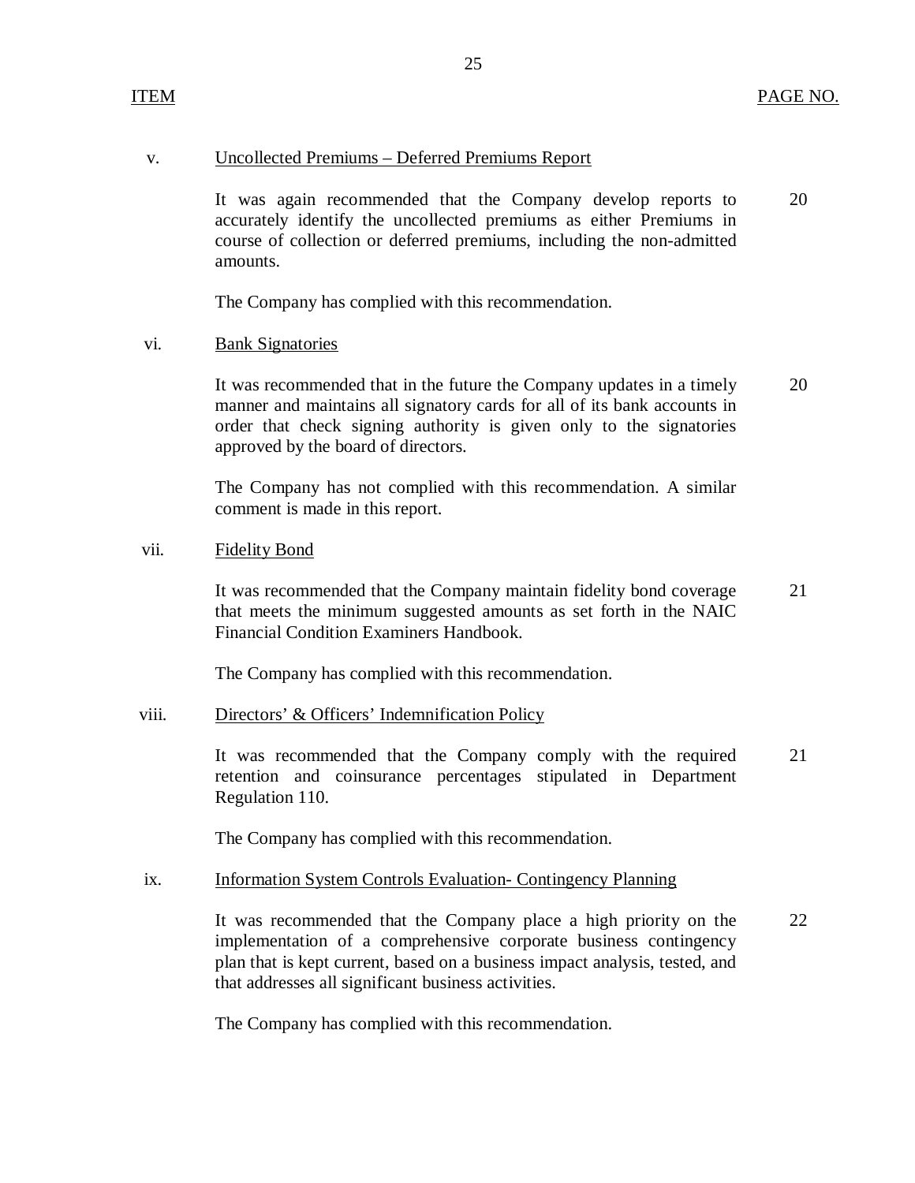| ITEM | | PAGE NO. |
|---|---|---|
| v. | Uncollected Premiums – Deferred Premiums Report | |
| | It was again recommended that the Company develop reports to accurately identify the uncollected premiums as either Premiums in course of collection or deferred premiums, including the non-admitted amounts. | 20 |
| | The Company has complied with this recommendation. | |
| vi. | Bank Signatories | |
| | It was recommended that in the future the Company updates in a timely manner and maintains all signatory cards for all of its bank accounts in order that check signing authority is given only to the signatories approved by the board of directors. | 20 |
| | The Company has not complied with this recommendation. A similar comment is made in this report. | |
| vii. | Fidelity Bond | |
| | It was recommended that the Company maintain fidelity bond coverage that meets the minimum suggested amounts as set forth in the NAIC Financial Condition Examiners Handbook. | 21 |
| | The Company has complied with this recommendation. | |
| viii. | Directors' & Officers' Indemnification Policy | |
| | It was recommended that the Company comply with the required retention and coinsurance percentages stipulated in Department Regulation 110. | 21 |
| | The Company has complied with this recommendation. | |
| ix. | Information System Controls Evaluation- Contingency Planning | |
| | It was recommended that the Company place a high priority on the implementation of a comprehensive corporate business contingency plan that is kept current, based on a business impact analysis, tested, and that addresses all significant business activities. | 22 |
| | The Company has complied with this recommendation. | |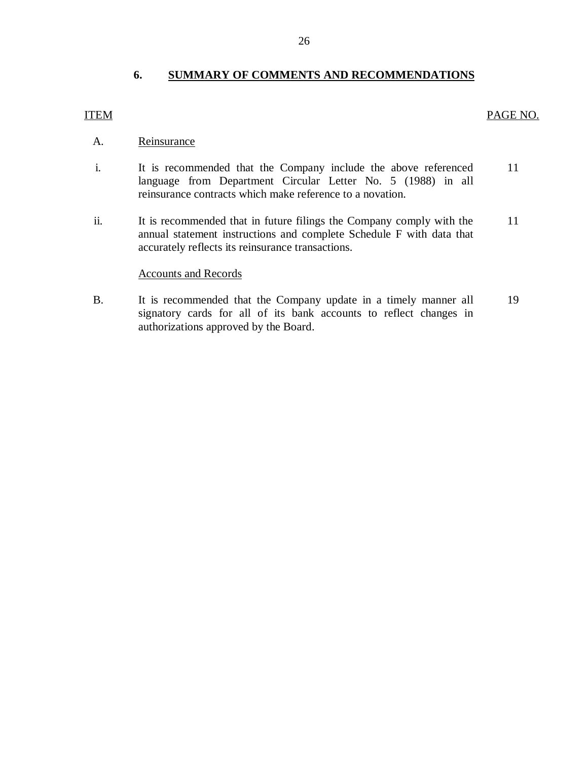## 6. SUMMARY OF COMMENTS AND RECOMMENDATIONS

| ITEM | | PAGE NO. |
|---|---|---|
| A. | Reinsurance | |
| i. | It is recommended that the Company include the above referenced language from Department Circular Letter No. 5 (1988) in all reinsurance contracts which make reference to a novation. | 11 |
| ii. | It is recommended that in future filings the Company comply with the annual statement instructions and complete Schedule F with data that accurately reflects its reinsurance transactions. | 11 |
| | Accounts and Records | |
| B. | It is recommended that the Company update in a timely manner all signatory cards for all of its bank accounts to reflect changes in authorizations approved by the Board. | 19 |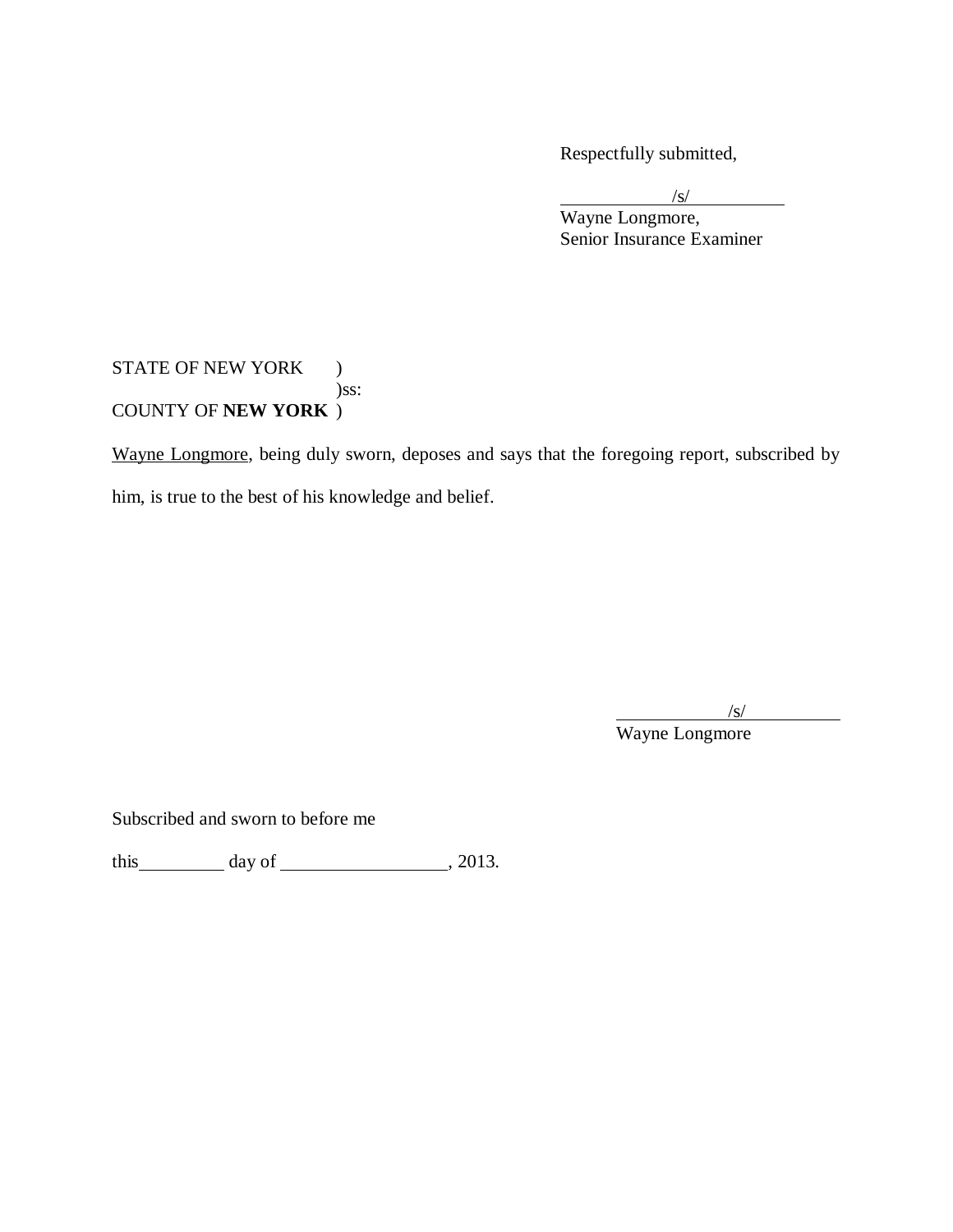Respectfully submitted,

/s/
Wayne Longmore,
Senior Insurance Examiner

STATE OF NEW YORK )
)ss:
COUNTY OF **NEW YORK** )

Wayne Longmore, being duly sworn, deposes and says that the foregoing report, subscribed by him, is true to the best of his knowledge and belief.

/s/
Wayne Longmore

Subscribed and sworn to before me

this\_\_\_\_\_\_\_\_\_ day of \_\_\_\_\_\_\_\_\_\_\_\_\_\_\_\_\_, 2013.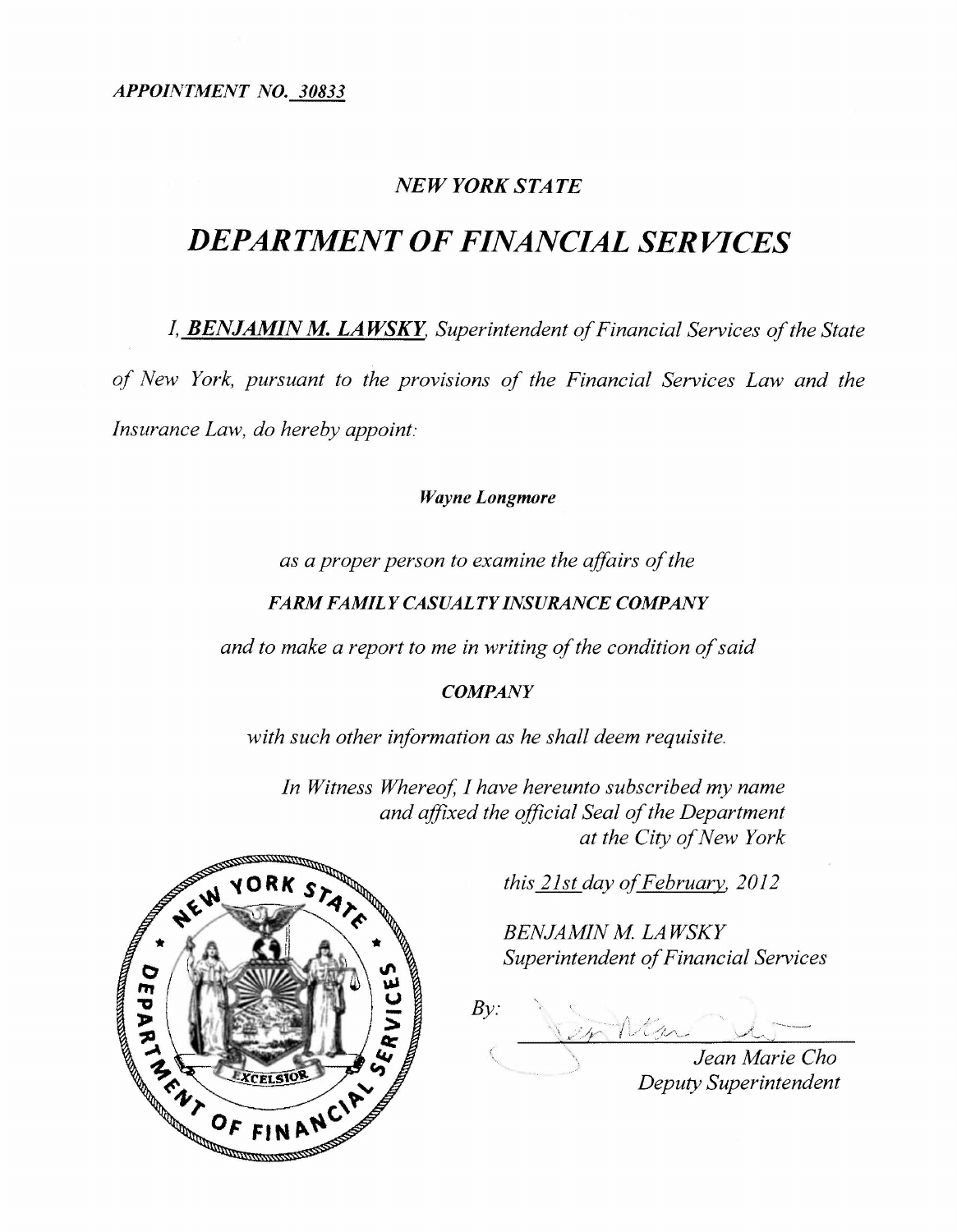*APPOINTMENT NO. 30833*

## *NEW YORK STATE*

# *DEPARTMENT OF FINANCIAL SERVICES*

*I, **BENJAMIN M. LAWSKY**, Superintendent of Financial Services of the State of New York, pursuant to the provisions of the Financial Services Law and the Insurance Law, do hereby appoint:*

***Wayne Longmore***

*as a proper person to examine the affairs of the*

***FARM FAMILY CASUALTY INSURANCE COMPANY***

*and to make a report to me in writing of the condition of said*

***COMPANY***

*with such other information as he shall deem requisite.*

*In Witness Whereof, I have hereunto subscribed my name and affixed the official Seal of the Department at the City of New York*

*this 21st day of February, 2012*

*BENJAMIN M. LAWSKY*
*Superintendent of Financial Services*

*By:*

*Jean Marie Cho*
*Deputy Superintendent*